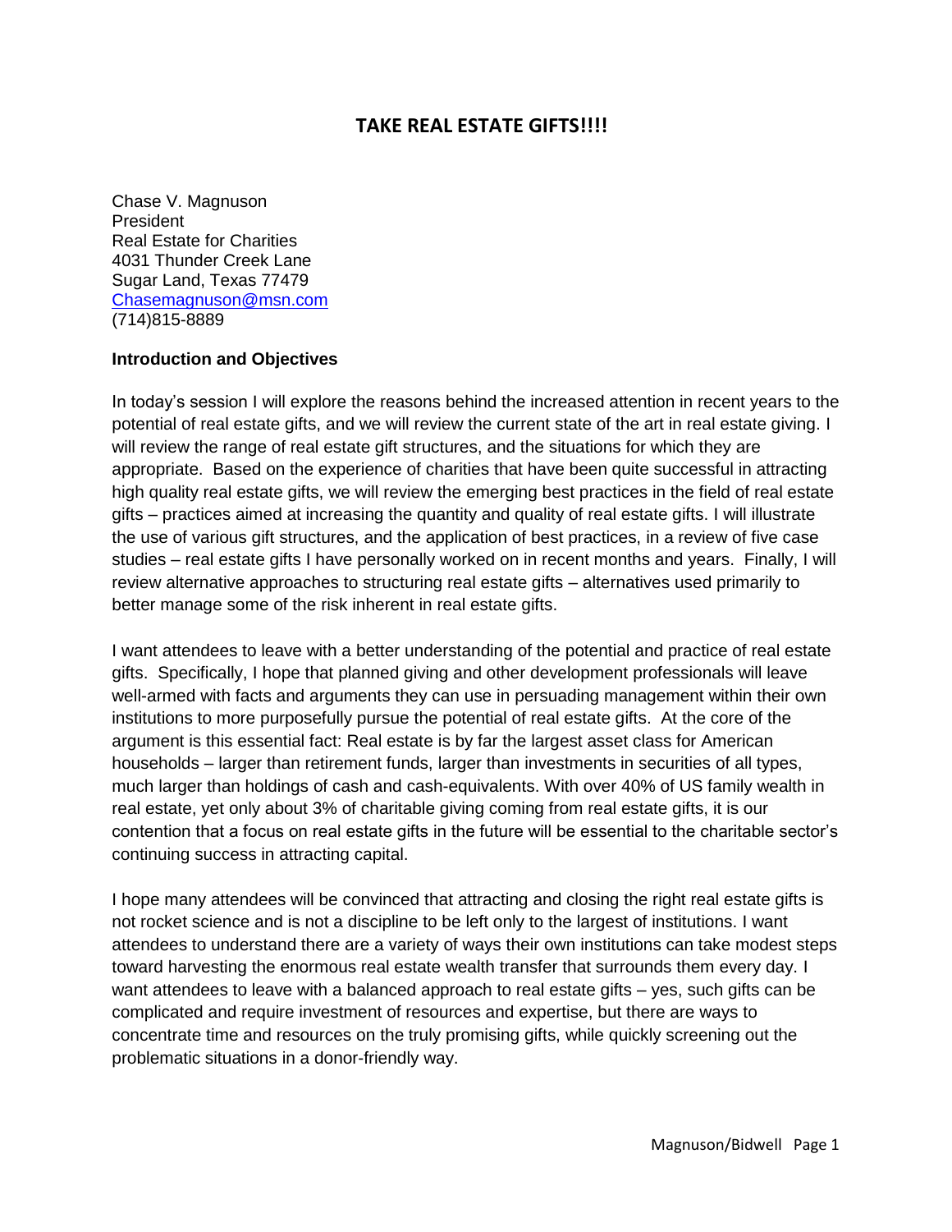# TAKE REAL ESTATE GIFTS!!!!

Chase V. Magnuson
President
Real Estate for Charities
4031 Thunder Creek Lane
Sugar Land, Texas 77479
Chasemagnuson@msn.com
(714)815-8889

**Introduction and Objectives**

In today's session I will explore the reasons behind the increased attention in recent years to the potential of real estate gifts, and we will review the current state of the art in real estate giving. I will review the range of real estate gift structures, and the situations for which they are appropriate. Based on the experience of charities that have been quite successful in attracting high quality real estate gifts, we will review the emerging best practices in the field of real estate gifts – practices aimed at increasing the quantity and quality of real estate gifts. I will illustrate the use of various gift structures, and the application of best practices, in a review of five case studies – real estate gifts I have personally worked on in recent months and years. Finally, I will review alternative approaches to structuring real estate gifts – alternatives used primarily to better manage some of the risk inherent in real estate gifts.

I want attendees to leave with a better understanding of the potential and practice of real estate gifts. Specifically, I hope that planned giving and other development professionals will leave well-armed with facts and arguments they can use in persuading management within their own institutions to more purposefully pursue the potential of real estate gifts. At the core of the argument is this essential fact: Real estate is by far the largest asset class for American households – larger than retirement funds, larger than investments in securities of all types, much larger than holdings of cash and cash-equivalents. With over 40% of US family wealth in real estate, yet only about 3% of charitable giving coming from real estate gifts, it is our contention that a focus on real estate gifts in the future will be essential to the charitable sector's continuing success in attracting capital.

I hope many attendees will be convinced that attracting and closing the right real estate gifts is not rocket science and is not a discipline to be left only to the largest of institutions. I want attendees to understand there are a variety of ways their own institutions can take modest steps toward harvesting the enormous real estate wealth transfer that surrounds them every day. I want attendees to leave with a balanced approach to real estate gifts – yes, such gifts can be complicated and require investment of resources and expertise, but there are ways to concentrate time and resources on the truly promising gifts, while quickly screening out the problematic situations in a donor-friendly way.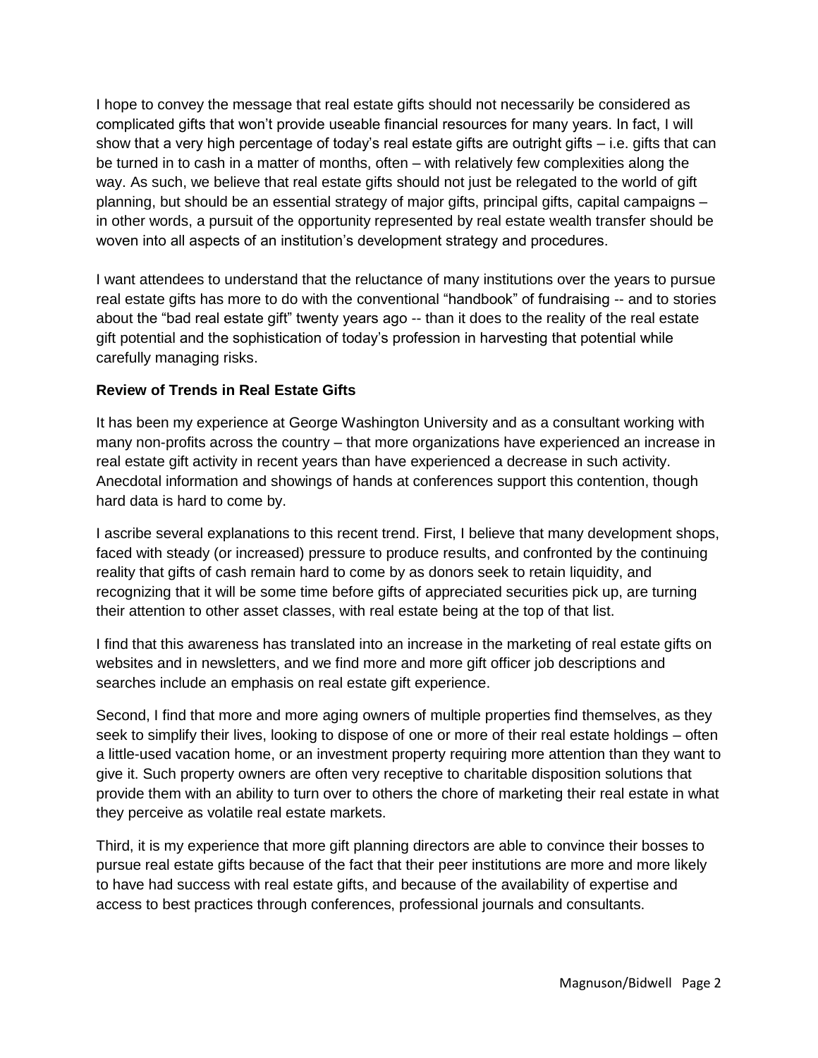I hope to convey the message that real estate gifts should not necessarily be considered as complicated gifts that won't provide useable financial resources for many years. In fact, I will show that a very high percentage of today's real estate gifts are outright gifts – i.e. gifts that can be turned in to cash in a matter of months, often – with relatively few complexities along the way. As such, we believe that real estate gifts should not just be relegated to the world of gift planning, but should be an essential strategy of major gifts, principal gifts, capital campaigns – in other words, a pursuit of the opportunity represented by real estate wealth transfer should be woven into all aspects of an institution's development strategy and procedures.

I want attendees to understand that the reluctance of many institutions over the years to pursue real estate gifts has more to do with the conventional "handbook" of fundraising -- and to stories about the "bad real estate gift" twenty years ago -- than it does to the reality of the real estate gift potential and the sophistication of today's profession in harvesting that potential while carefully managing risks.

**Review of Trends in Real Estate Gifts**

It has been my experience at George Washington University and as a consultant working with many non-profits across the country – that more organizations have experienced an increase in real estate gift activity in recent years than have experienced a decrease in such activity. Anecdotal information and showings of hands at conferences support this contention, though hard data is hard to come by.

I ascribe several explanations to this recent trend. First, I believe that many development shops, faced with steady (or increased) pressure to produce results, and confronted by the continuing reality that gifts of cash remain hard to come by as donors seek to retain liquidity, and recognizing that it will be some time before gifts of appreciated securities pick up, are turning their attention to other asset classes, with real estate being at the top of that list.

I find that this awareness has translated into an increase in the marketing of real estate gifts on websites and in newsletters, and we find more and more gift officer job descriptions and searches include an emphasis on real estate gift experience.

Second, I find that more and more aging owners of multiple properties find themselves, as they seek to simplify their lives, looking to dispose of one or more of their real estate holdings – often a little-used vacation home, or an investment property requiring more attention than they want to give it. Such property owners are often very receptive to charitable disposition solutions that provide them with an ability to turn over to others the chore of marketing their real estate in what they perceive as volatile real estate markets.

Third, it is my experience that more gift planning directors are able to convince their bosses to pursue real estate gifts because of the fact that their peer institutions are more and more likely to have had success with real estate gifts, and because of the availability of expertise and access to best practices through conferences, professional journals and consultants.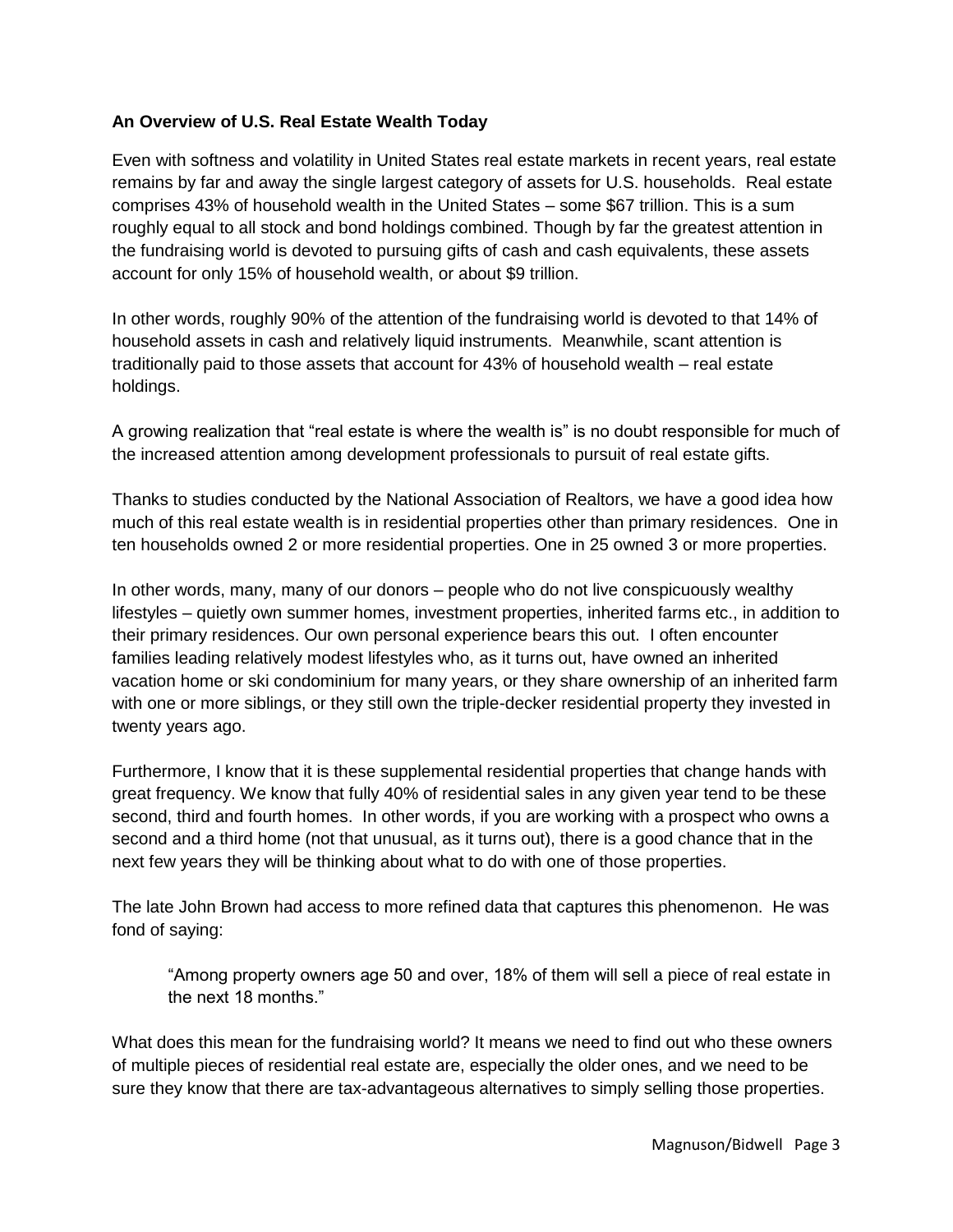**An Overview of U.S. Real Estate Wealth Today**

Even with softness and volatility in United States real estate markets in recent years, real estate remains by far and away the single largest category of assets for U.S. households. Real estate comprises 43% of household wealth in the United States – some $67 trillion. This is a sum roughly equal to all stock and bond holdings combined. Though by far the greatest attention in the fundraising world is devoted to pursuing gifts of cash and cash equivalents, these assets account for only 15% of household wealth, or about $9 trillion.

In other words, roughly 90% of the attention of the fundraising world is devoted to that 14% of household assets in cash and relatively liquid instruments. Meanwhile, scant attention is traditionally paid to those assets that account for 43% of household wealth – real estate holdings.

A growing realization that "real estate is where the wealth is" is no doubt responsible for much of the increased attention among development professionals to pursuit of real estate gifts.

Thanks to studies conducted by the National Association of Realtors, we have a good idea how much of this real estate wealth is in residential properties other than primary residences. One in ten households owned 2 or more residential properties. One in 25 owned 3 or more properties.

In other words, many, many of our donors – people who do not live conspicuously wealthy lifestyles – quietly own summer homes, investment properties, inherited farms etc., in addition to their primary residences. Our own personal experience bears this out. I often encounter families leading relatively modest lifestyles who, as it turns out, have owned an inherited vacation home or ski condominium for many years, or they share ownership of an inherited farm with one or more siblings, or they still own the triple-decker residential property they invested in twenty years ago.

Furthermore, I know that it is these supplemental residential properties that change hands with great frequency. We know that fully 40% of residential sales in any given year tend to be these second, third and fourth homes. In other words, if you are working with a prospect who owns a second and a third home (not that unusual, as it turns out), there is a good chance that in the next few years they will be thinking about what to do with one of those properties.

The late John Brown had access to more refined data that captures this phenomenon. He was fond of saying:

> "Among property owners age 50 and over, 18% of them will sell a piece of real estate in the next 18 months."

What does this mean for the fundraising world? It means we need to find out who these owners of multiple pieces of residential real estate are, especially the older ones, and we need to be sure they know that there are tax-advantageous alternatives to simply selling those properties.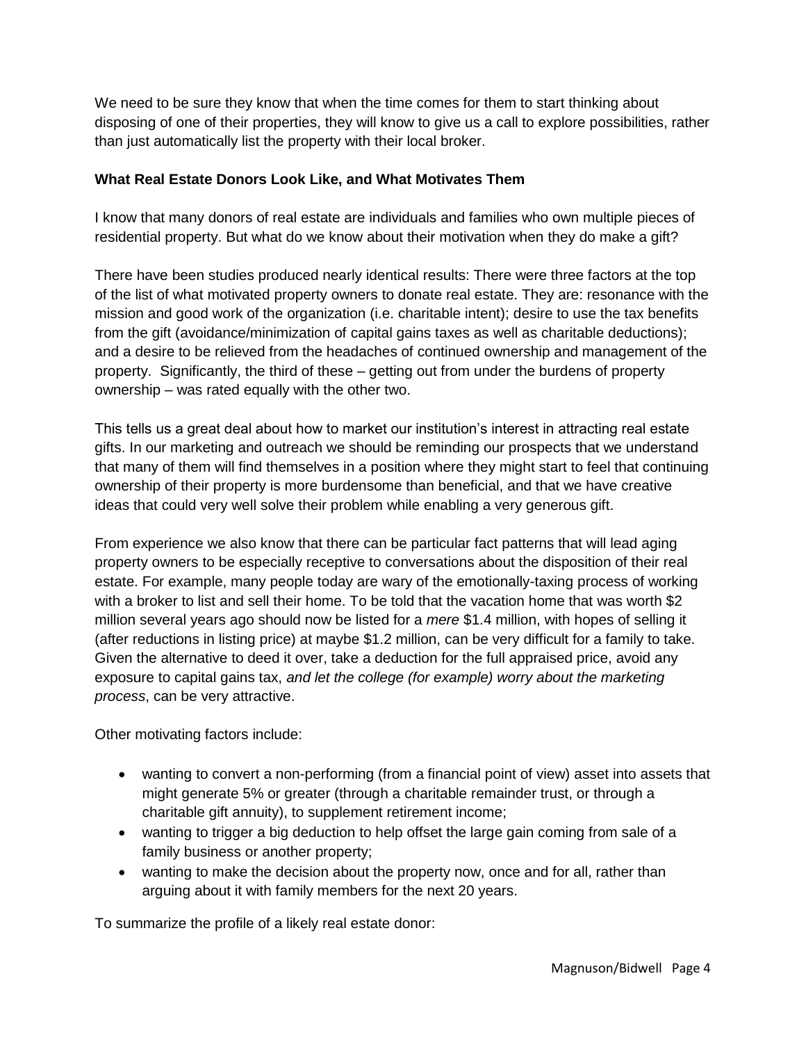We need to be sure they know that when the time comes for them to start thinking about disposing of one of their properties, they will know to give us a call to explore possibilities, rather than just automatically list the property with their local broker.

**What Real Estate Donors Look Like, and What Motivates Them**

I know that many donors of real estate are individuals and families who own multiple pieces of residential property. But what do we know about their motivation when they do make a gift?

There have been studies produced nearly identical results: There were three factors at the top of the list of what motivated property owners to donate real estate. They are: resonance with the mission and good work of the organization (i.e. charitable intent); desire to use the tax benefits from the gift (avoidance/minimization of capital gains taxes as well as charitable deductions); and a desire to be relieved from the headaches of continued ownership and management of the property. Significantly, the third of these – getting out from under the burdens of property ownership – was rated equally with the other two.

This tells us a great deal about how to market our institution's interest in attracting real estate gifts. In our marketing and outreach we should be reminding our prospects that we understand that many of them will find themselves in a position where they might start to feel that continuing ownership of their property is more burdensome than beneficial, and that we have creative ideas that could very well solve their problem while enabling a very generous gift.

From experience we also know that there can be particular fact patterns that will lead aging property owners to be especially receptive to conversations about the disposition of their real estate. For example, many people today are wary of the emotionally-taxing process of working with a broker to list and sell their home. To be told that the vacation home that was worth $2 million several years ago should now be listed for a *mere* $1.4 million, with hopes of selling it (after reductions in listing price) at maybe $1.2 million, can be very difficult for a family to take. Given the alternative to deed it over, take a deduction for the full appraised price, avoid any exposure to capital gains tax, *and let the college (for example) worry about the marketing process*, can be very attractive.

Other motivating factors include:

- wanting to convert a non-performing (from a financial point of view) asset into assets that might generate 5% or greater (through a charitable remainder trust, or through a charitable gift annuity), to supplement retirement income;
- wanting to trigger a big deduction to help offset the large gain coming from sale of a family business or another property;
- wanting to make the decision about the property now, once and for all, rather than arguing about it with family members for the next 20 years.

To summarize the profile of a likely real estate donor: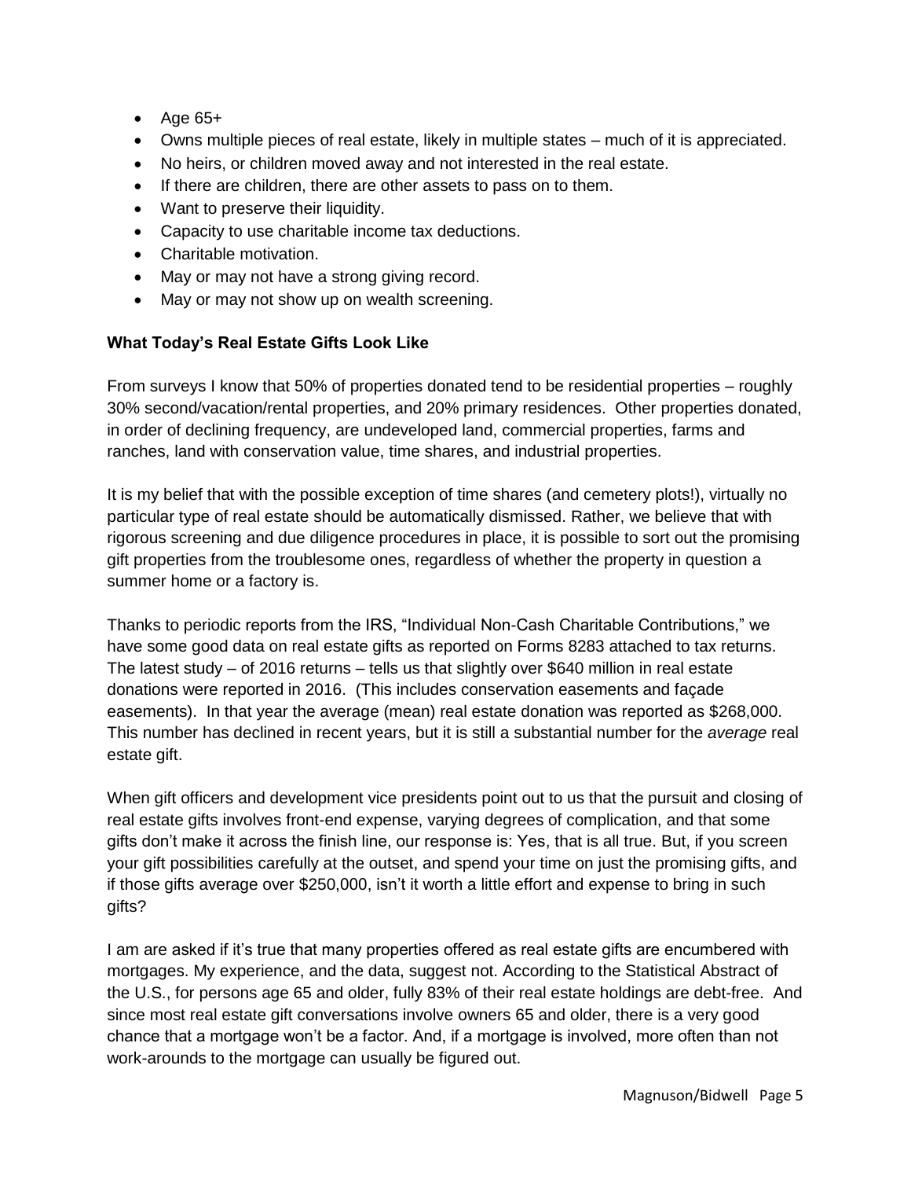- Age 65+
- Owns multiple pieces of real estate, likely in multiple states – much of it is appreciated.
- No heirs, or children moved away and not interested in the real estate.
- If there are children, there are other assets to pass on to them.
- Want to preserve their liquidity.
- Capacity to use charitable income tax deductions.
- Charitable motivation.
- May or may not have a strong giving record.
- May or may not show up on wealth screening.

**What Today's Real Estate Gifts Look Like**

From surveys I know that 50% of properties donated tend to be residential properties – roughly 30% second/vacation/rental properties, and 20% primary residences. Other properties donated, in order of declining frequency, are undeveloped land, commercial properties, farms and ranches, land with conservation value, time shares, and industrial properties.

It is my belief that with the possible exception of time shares (and cemetery plots!), virtually no particular type of real estate should be automatically dismissed. Rather, we believe that with rigorous screening and due diligence procedures in place, it is possible to sort out the promising gift properties from the troublesome ones, regardless of whether the property in question a summer home or a factory is.

Thanks to periodic reports from the IRS, "Individual Non-Cash Charitable Contributions," we have some good data on real estate gifts as reported on Forms 8283 attached to tax returns. The latest study – of 2016 returns – tells us that slightly over $640 million in real estate donations were reported in 2016. (This includes conservation easements and façade easements). In that year the average (mean) real estate donation was reported as $268,000. This number has declined in recent years, but it is still a substantial number for the *average* real estate gift.

When gift officers and development vice presidents point out to us that the pursuit and closing of real estate gifts involves front-end expense, varying degrees of complication, and that some gifts don't make it across the finish line, our response is: Yes, that is all true. But, if you screen your gift possibilities carefully at the outset, and spend your time on just the promising gifts, and if those gifts average over $250,000, isn't it worth a little effort and expense to bring in such gifts?

I am are asked if it's true that many properties offered as real estate gifts are encumbered with mortgages. My experience, and the data, suggest not. According to the Statistical Abstract of the U.S., for persons age 65 and older, fully 83% of their real estate holdings are debt-free. And since most real estate gift conversations involve owners 65 and older, there is a very good chance that a mortgage won't be a factor. And, if a mortgage is involved, more often than not work-arounds to the mortgage can usually be figured out.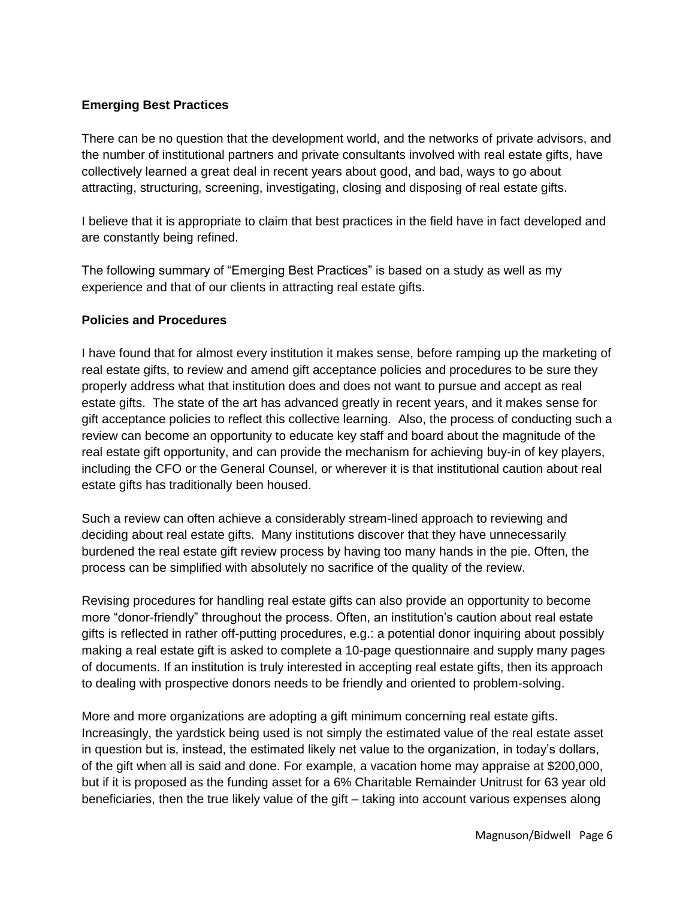**Emerging Best Practices**

There can be no question that the development world, and the networks of private advisors, and the number of institutional partners and private consultants involved with real estate gifts, have collectively learned a great deal in recent years about good, and bad, ways to go about attracting, structuring, screening, investigating, closing and disposing of real estate gifts.

I believe that it is appropriate to claim that best practices in the field have in fact developed and are constantly being refined.

The following summary of "Emerging Best Practices" is based on a study as well as my experience and that of our clients in attracting real estate gifts.

**Policies and Procedures**

I have found that for almost every institution it makes sense, before ramping up the marketing of real estate gifts, to review and amend gift acceptance policies and procedures to be sure they properly address what that institution does and does not want to pursue and accept as real estate gifts. The state of the art has advanced greatly in recent years, and it makes sense for gift acceptance policies to reflect this collective learning. Also, the process of conducting such a review can become an opportunity to educate key staff and board about the magnitude of the real estate gift opportunity, and can provide the mechanism for achieving buy-in of key players, including the CFO or the General Counsel, or wherever it is that institutional caution about real estate gifts has traditionally been housed.

Such a review can often achieve a considerably stream-lined approach to reviewing and deciding about real estate gifts. Many institutions discover that they have unnecessarily burdened the real estate gift review process by having too many hands in the pie. Often, the process can be simplified with absolutely no sacrifice of the quality of the review.

Revising procedures for handling real estate gifts can also provide an opportunity to become more "donor-friendly" throughout the process. Often, an institution's caution about real estate gifts is reflected in rather off-putting procedures, e.g.: a potential donor inquiring about possibly making a real estate gift is asked to complete a 10-page questionnaire and supply many pages of documents. If an institution is truly interested in accepting real estate gifts, then its approach to dealing with prospective donors needs to be friendly and oriented to problem-solving.

More and more organizations are adopting a gift minimum concerning real estate gifts. Increasingly, the yardstick being used is not simply the estimated value of the real estate asset in question but is, instead, the estimated likely net value to the organization, in today's dollars, of the gift when all is said and done. For example, a vacation home may appraise at $200,000, but if it is proposed as the funding asset for a 6% Charitable Remainder Unitrust for 63 year old beneficiaries, then the true likely value of the gift – taking into account various expenses along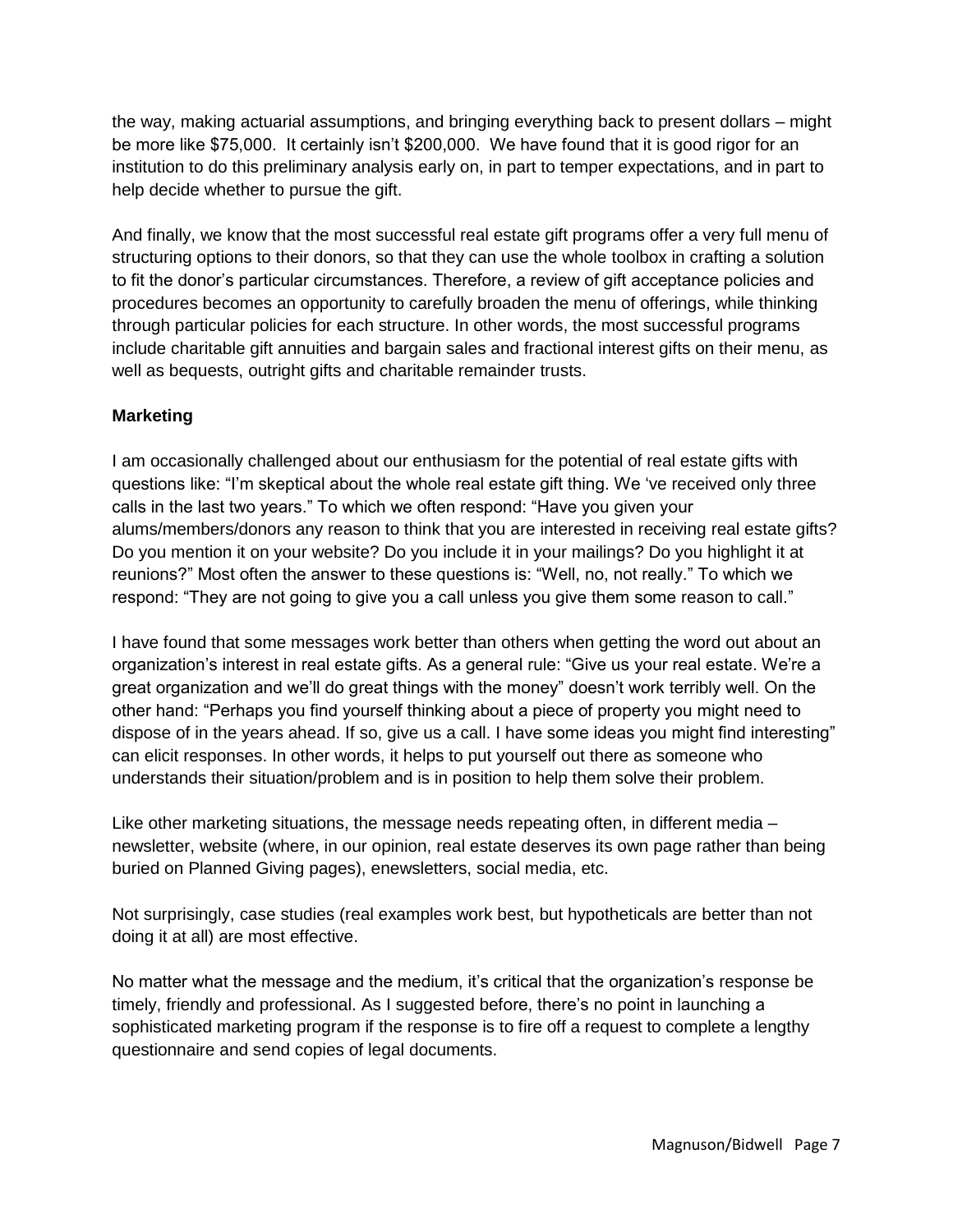the way, making actuarial assumptions, and bringing everything back to present dollars – might be more like $75,000. It certainly isn't $200,000. We have found that it is good rigor for an institution to do this preliminary analysis early on, in part to temper expectations, and in part to help decide whether to pursue the gift.

And finally, we know that the most successful real estate gift programs offer a very full menu of structuring options to their donors, so that they can use the whole toolbox in crafting a solution to fit the donor's particular circumstances. Therefore, a review of gift acceptance policies and procedures becomes an opportunity to carefully broaden the menu of offerings, while thinking through particular policies for each structure. In other words, the most successful programs include charitable gift annuities and bargain sales and fractional interest gifts on their menu, as well as bequests, outright gifts and charitable remainder trusts.

**Marketing**

I am occasionally challenged about our enthusiasm for the potential of real estate gifts with questions like: "I'm skeptical about the whole real estate gift thing. We 've received only three calls in the last two years." To which we often respond: "Have you given your alums/members/donors any reason to think that you are interested in receiving real estate gifts? Do you mention it on your website? Do you include it in your mailings? Do you highlight it at reunions?" Most often the answer to these questions is: "Well, no, not really." To which we respond: "They are not going to give you a call unless you give them some reason to call."

I have found that some messages work better than others when getting the word out about an organization's interest in real estate gifts. As a general rule: "Give us your real estate. We're a great organization and we'll do great things with the money" doesn't work terribly well. On the other hand: "Perhaps you find yourself thinking about a piece of property you might need to dispose of in the years ahead. If so, give us a call. I have some ideas you might find interesting" can elicit responses. In other words, it helps to put yourself out there as someone who understands their situation/problem and is in position to help them solve their problem.

Like other marketing situations, the message needs repeating often, in different media – newsletter, website (where, in our opinion, real estate deserves its own page rather than being buried on Planned Giving pages), enewsletters, social media, etc.

Not surprisingly, case studies (real examples work best, but hypotheticals are better than not doing it at all) are most effective.

No matter what the message and the medium, it's critical that the organization's response be timely, friendly and professional. As I suggested before, there's no point in launching a sophisticated marketing program if the response is to fire off a request to complete a lengthy questionnaire and send copies of legal documents.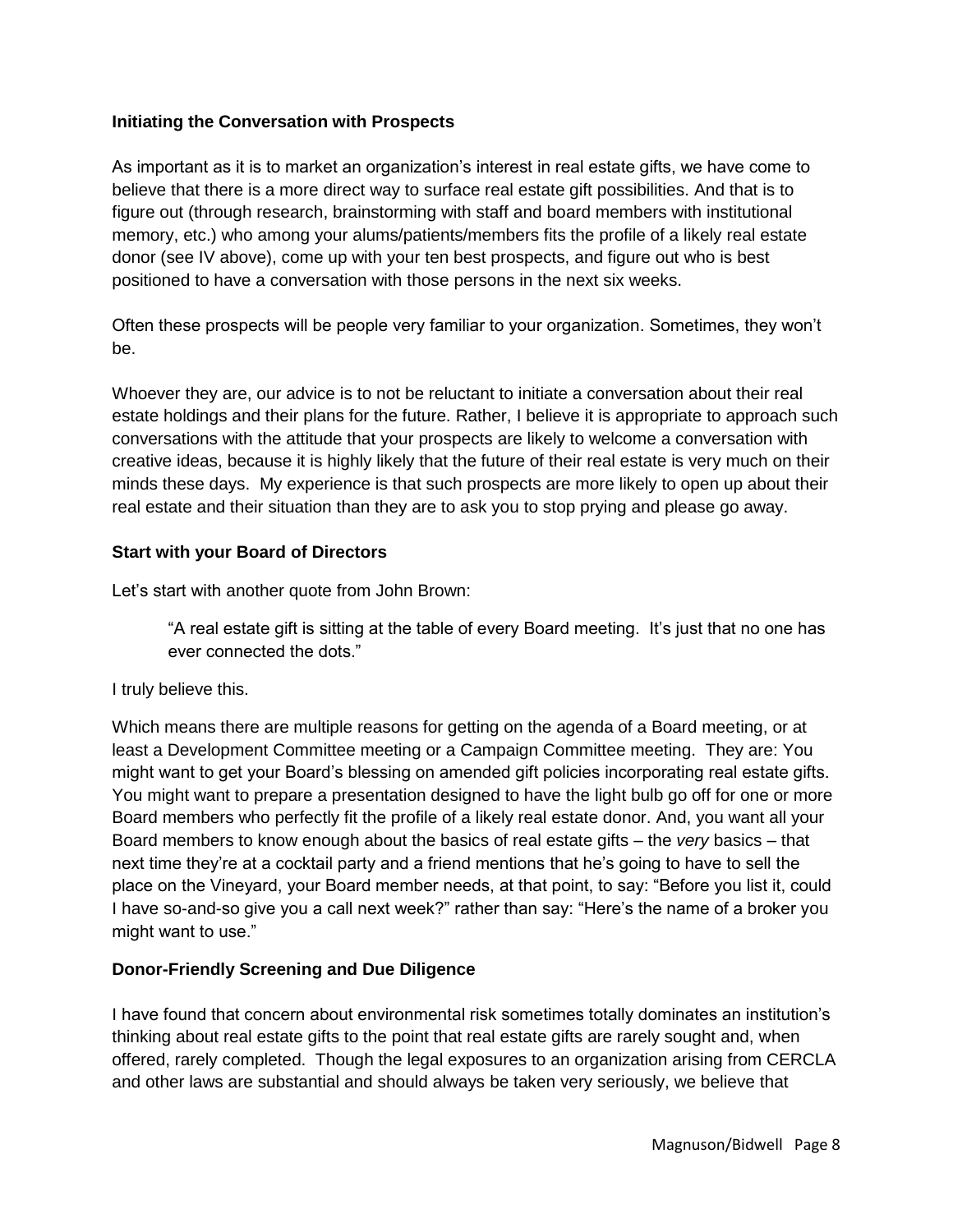### Initiating the Conversation with Prospects

As important as it is to market an organization's interest in real estate gifts, we have come to believe that there is a more direct way to surface real estate gift possibilities. And that is to figure out (through research, brainstorming with staff and board members with institutional memory, etc.) who among your alums/patients/members fits the profile of a likely real estate donor (see IV above), come up with your ten best prospects, and figure out who is best positioned to have a conversation with those persons in the next six weeks.

Often these prospects will be people very familiar to your organization. Sometimes, they won't be.

Whoever they are, our advice is to not be reluctant to initiate a conversation about their real estate holdings and their plans for the future. Rather, I believe it is appropriate to approach such conversations with the attitude that your prospects are likely to welcome a conversation with creative ideas, because it is highly likely that the future of their real estate is very much on their minds these days. My experience is that such prospects are more likely to open up about their real estate and their situation than they are to ask you to stop prying and please go away.

### Start with your Board of Directors

Let's start with another quote from John Brown:

> "A real estate gift is sitting at the table of every Board meeting. It's just that no one has ever connected the dots."

I truly believe this.

Which means there are multiple reasons for getting on the agenda of a Board meeting, or at least a Development Committee meeting or a Campaign Committee meeting. They are: You might want to get your Board's blessing on amended gift policies incorporating real estate gifts. You might want to prepare a presentation designed to have the light bulb go off for one or more Board members who perfectly fit the profile of a likely real estate donor. And, you want all your Board members to know enough about the basics of real estate gifts – the *very* basics – that next time they're at a cocktail party and a friend mentions that he's going to have to sell the place on the Vineyard, your Board member needs, at that point, to say: "Before you list it, could I have so-and-so give you a call next week?" rather than say: "Here's the name of a broker you might want to use."

### Donor-Friendly Screening and Due Diligence

I have found that concern about environmental risk sometimes totally dominates an institution's thinking about real estate gifts to the point that real estate gifts are rarely sought and, when offered, rarely completed. Though the legal exposures to an organization arising from CERCLA and other laws are substantial and should always be taken very seriously, we believe that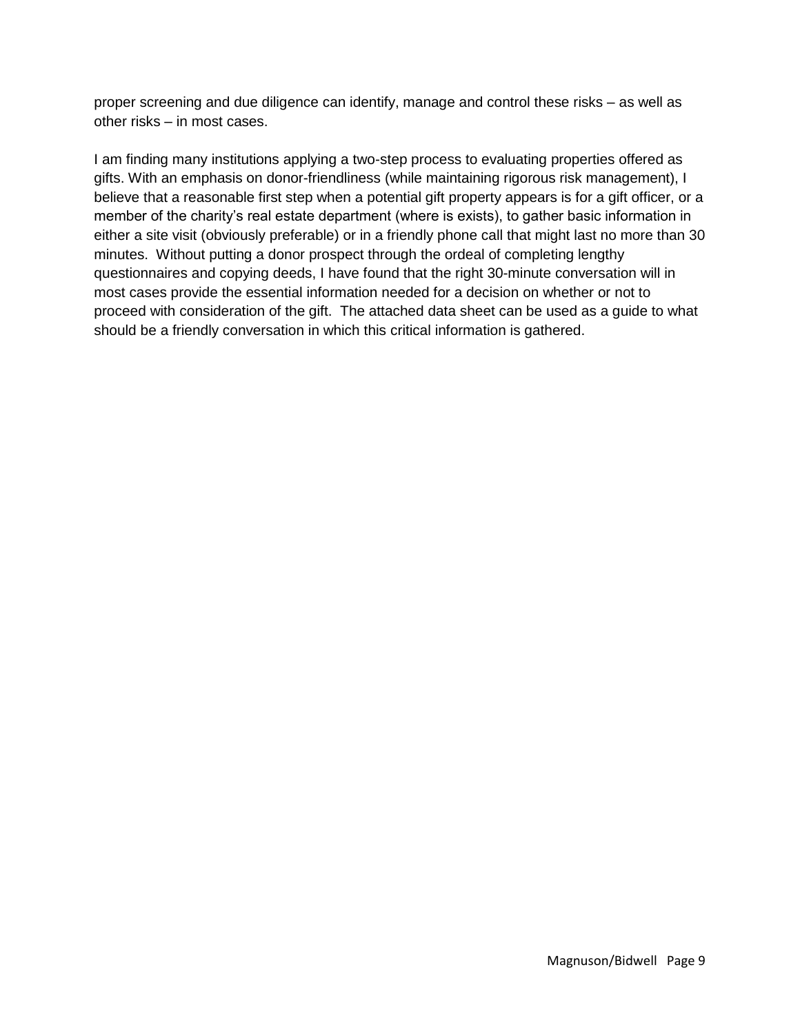proper screening and due diligence can identify, manage and control these risks – as well as other risks – in most cases.

I am finding many institutions applying a two-step process to evaluating properties offered as gifts. With an emphasis on donor-friendliness (while maintaining rigorous risk management), I believe that a reasonable first step when a potential gift property appears is for a gift officer, or a member of the charity's real estate department (where is exists), to gather basic information in either a site visit (obviously preferable) or in a friendly phone call that might last no more than 30 minutes. Without putting a donor prospect through the ordeal of completing lengthy questionnaires and copying deeds, I have found that the right 30-minute conversation will in most cases provide the essential information needed for a decision on whether or not to proceed with consideration of the gift. The attached data sheet can be used as a guide to what should be a friendly conversation in which this critical information is gathered.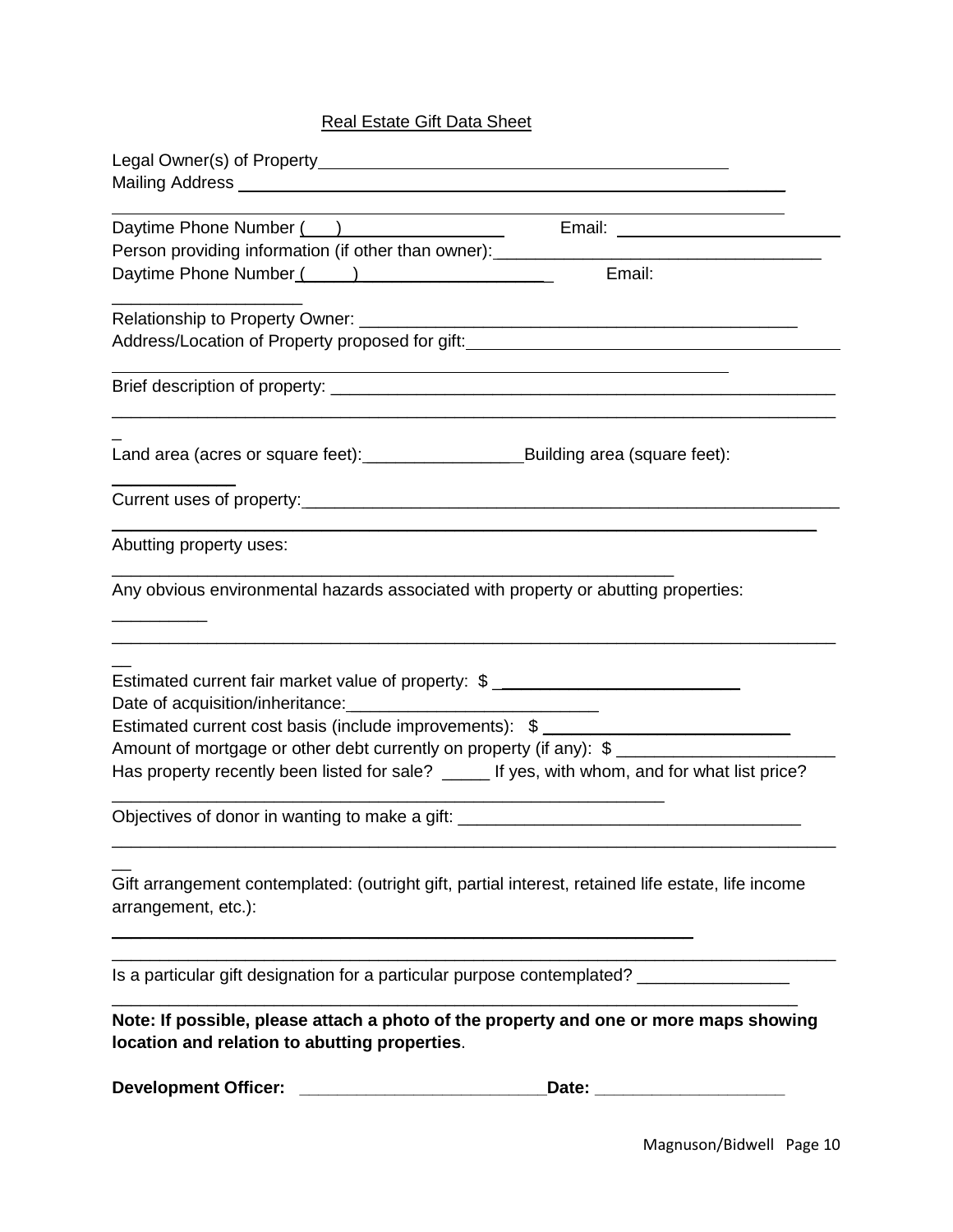Real Estate Gift Data Sheet

Legal Owner(s) of Property\_\_\_\_\_\_\_\_\_\_\_\_\_\_\_\_\_\_\_\_\_\_\_\_\_\_\_\_\_\_\_\_\_\_\_\_\_\_\_\_\_\_\_\_

Mailing Address \_\_\_\_\_\_\_\_\_\_\_\_\_\_\_\_\_\_\_\_\_\_\_\_\_\_\_\_\_\_\_\_\_\_\_\_\_\_\_\_\_\_\_\_\_\_\_\_\_\_\_\_\_\_\_\_\_\_

\_\_\_\_\_\_\_\_\_\_\_\_\_\_\_\_\_\_\_\_\_\_\_\_\_\_\_\_\_\_\_\_\_\_\_\_\_\_\_\_\_\_\_\_\_\_\_\_\_\_\_\_\_\_\_\_\_\_\_\_\_\_\_\_\_\_\_\_\_\_\_\_\_\_

Daytime Phone Number (\_\_\_)\_\_\_\_\_\_\_\_\_\_\_\_\_\_\_\_\_\_ Email: \_\_\_\_\_\_\_\_\_\_\_\_\_\_\_\_\_\_\_\_\_\_\_\_

Person providing information (if other than owner):\_\_\_\_\_\_\_\_\_\_\_\_\_\_\_\_\_\_\_\_\_\_\_\_\_\_\_\_\_\_\_\_\_\_

Daytime Phone Number (\_\_\_\_\_)\_\_\_\_\_\_\_\_\_\_\_\_\_\_\_\_\_\_\_\_\_ Email: \_\_\_\_\_\_\_\_\_\_\_\_\_\_\_\_\_\_\_\_

Relationship to Property Owner: \_\_\_\_\_\_\_\_\_\_\_\_\_\_\_\_\_\_\_\_\_\_\_\_\_\_\_\_\_\_\_\_\_\_\_\_\_\_\_\_\_\_\_\_\_\_

Address/Location of Property proposed for gift:\_\_\_\_\_\_\_\_\_\_\_\_\_\_\_\_\_\_\_\_\_\_\_\_\_\_\_\_\_\_\_\_\_\_\_\_\_\_\_\_

\_\_\_\_\_\_\_\_\_\_\_\_\_\_\_\_\_\_\_\_\_\_\_\_\_\_\_\_\_\_\_\_\_\_\_\_\_\_\_\_\_\_\_\_\_\_\_\_\_\_\_\_\_\_\_\_\_\_\_\_\_\_\_\_\_

Brief description of property: \_\_\_\_\_\_\_\_\_\_\_\_\_\_\_\_\_\_\_\_\_\_\_\_\_\_\_\_\_\_\_\_\_\_\_\_\_\_\_\_\_\_\_\_\_\_\_\_\_\_\_\_\_\_

\_\_\_\_\_\_\_\_\_\_\_\_\_\_\_\_\_\_\_\_\_\_\_\_\_\_\_\_\_\_\_\_\_\_\_\_\_\_\_\_\_\_\_\_\_\_\_\_\_\_\_\_\_\_\_\_\_\_\_\_\_\_\_\_\_\_\_\_\_\_\_\_\_\_\_\_\_

Land area (acres or square feet):\_\_\_\_\_\_\_\_\_\_\_\_\_\_\_\_\_Building area (square feet): \_\_\_\_\_\_\_\_\_\_\_\_\_

Current uses of property:\_\_\_\_\_\_\_\_\_\_\_\_\_\_\_\_\_\_\_\_\_\_\_\_\_\_\_\_\_\_\_\_\_\_\_\_\_\_\_\_\_\_\_\_\_\_\_\_\_\_\_\_\_\_\_\_\_\_\_

\_\_\_\_\_\_\_\_\_\_\_\_\_\_\_\_\_\_\_\_\_\_\_\_\_\_\_\_\_\_\_\_\_\_\_\_\_\_\_\_\_\_\_\_\_\_\_\_\_\_\_\_\_\_\_\_\_\_\_\_\_\_\_\_\_\_\_\_\_\_\_\_\_

Abutting property uses: \_\_\_\_\_\_\_\_\_\_\_\_\_\_\_\_\_\_\_\_\_\_\_\_\_\_\_\_\_\_\_\_\_\_\_\_\_\_\_\_\_\_\_\_\_\_\_\_\_\_\_\_\_\_\_\_\_\_\_\_

Any obvious environmental hazards associated with property or abutting properties: \_\_\_\_\_\_\_\_\_\_

\_\_\_\_\_\_\_\_\_\_\_\_\_\_\_\_\_\_\_\_\_\_\_\_\_\_\_\_\_\_\_\_\_\_\_\_\_\_\_\_\_\_\_\_\_\_\_\_\_\_\_\_\_\_\_\_\_\_\_\_\_\_\_\_\_\_\_\_\_\_\_\_\_\_\_\_\_\_

Estimated current fair market value of property: $ \_\_\_\_\_\_\_\_\_\_\_\_\_\_\_\_\_\_\_\_\_\_\_\_\_\_

Date of acquisition/inheritance:\_\_\_\_\_\_\_\_\_\_\_\_\_\_\_\_\_\_\_\_\_\_\_\_\_\_

Estimated current cost basis (include improvements): $ \_\_\_\_\_\_\_\_\_\_\_\_\_\_\_\_\_\_\_\_\_\_\_\_\_\_

Amount of mortgage or other debt currently on property (if any): $ \_\_\_\_\_\_\_\_\_\_\_\_\_\_\_\_\_\_\_\_\_\_\_

Has property recently been listed for sale? \_\_\_\_\_ If yes, with whom, and for what list price? \_\_\_\_\_\_\_\_\_\_\_\_\_\_\_\_\_\_\_\_\_\_\_\_\_\_\_\_\_\_\_\_\_\_\_\_\_\_\_\_\_\_\_\_\_\_\_\_\_\_\_\_\_\_\_\_\_\_\_\_

Objectives of donor in wanting to make a gift: \_\_\_\_\_\_\_\_\_\_\_\_\_\_\_\_\_\_\_\_\_\_\_\_\_\_\_\_\_\_\_\_\_\_\_\_

\_\_\_\_\_\_\_\_\_\_\_\_\_\_\_\_\_\_\_\_\_\_\_\_\_\_\_\_\_\_\_\_\_\_\_\_\_\_\_\_\_\_\_\_\_\_\_\_\_\_\_\_\_\_\_\_\_\_\_\_\_\_\_\_\_\_\_\_\_\_\_\_\_\_\_\_\_\_

Gift arrangement contemplated: (outright gift, partial interest, retained life estate, life income arrangement, etc.):

\_\_\_\_\_\_\_\_\_\_\_\_\_\_\_\_\_\_\_\_\_\_\_\_\_\_\_\_\_\_\_\_\_\_\_\_\_\_\_\_\_\_\_\_\_\_\_\_\_\_\_\_\_\_\_\_\_\_\_\_\_\_\_\_\_

\_\_\_\_\_\_\_\_\_\_\_\_\_\_\_\_\_\_\_\_\_\_\_\_\_\_\_\_\_\_\_\_\_\_\_\_\_\_\_\_\_\_\_\_\_\_\_\_\_\_\_\_\_\_\_\_\_\_\_\_\_\_\_\_\_\_\_\_\_\_\_\_\_\_

Is a particular gift designation for a particular purpose contemplated? \_\_\_\_\_\_\_\_\_\_\_\_\_\_\_\_

\_\_\_\_\_\_\_\_\_\_\_\_\_\_\_\_\_\_\_\_\_\_\_\_\_\_\_\_\_\_\_\_\_\_\_\_\_\_\_\_\_\_\_\_\_\_\_\_\_\_\_\_\_\_\_\_\_\_\_\_\_\_\_\_\_\_\_\_\_\_\_\_\_

**Note: If possible, please attach a photo of the property and one or more maps showing location and relation to abutting properties**.

**Development Officer: \_\_\_\_\_\_\_\_\_\_\_\_\_\_\_\_\_\_\_\_\_\_\_\_\_\_\_Date: \_\_\_\_\_\_\_\_\_\_\_\_\_\_\_\_\_\_\_\_**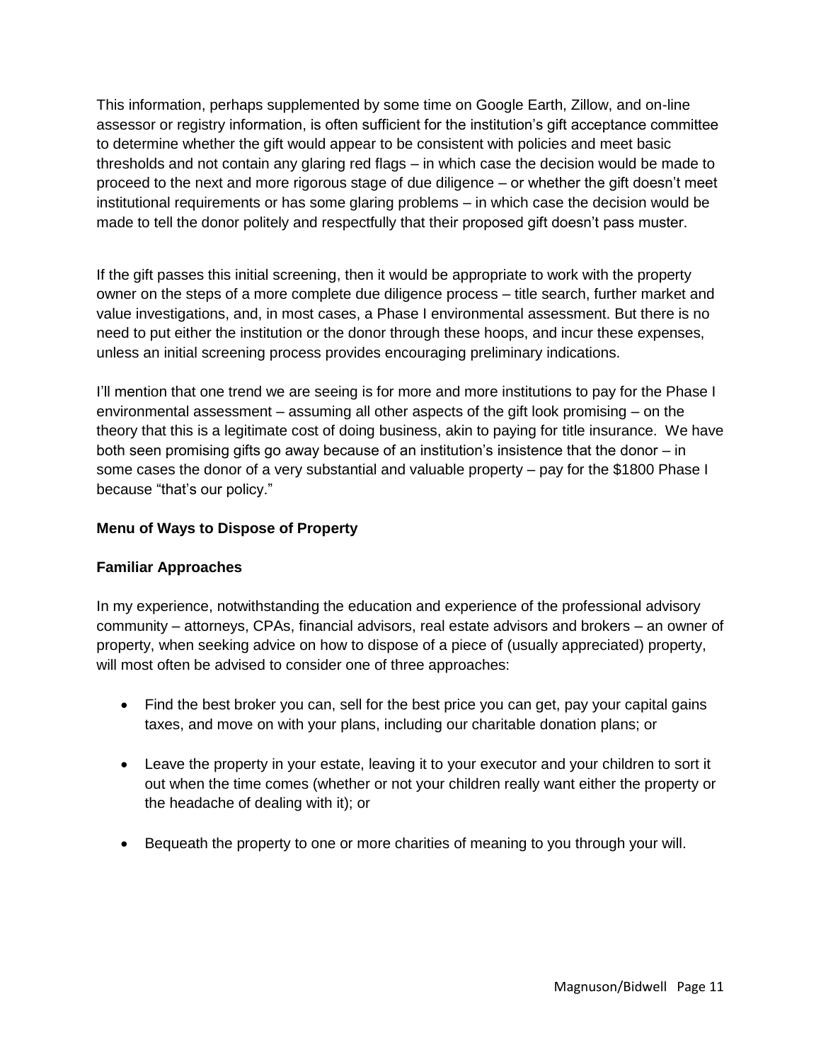This information, perhaps supplemented by some time on Google Earth, Zillow, and on-line assessor or registry information, is often sufficient for the institution's gift acceptance committee to determine whether the gift would appear to be consistent with policies and meet basic thresholds and not contain any glaring red flags – in which case the decision would be made to proceed to the next and more rigorous stage of due diligence – or whether the gift doesn't meet institutional requirements or has some glaring problems – in which case the decision would be made to tell the donor politely and respectfully that their proposed gift doesn't pass muster.

If the gift passes this initial screening, then it would be appropriate to work with the property owner on the steps of a more complete due diligence process – title search, further market and value investigations, and, in most cases, a Phase I environmental assessment. But there is no need to put either the institution or the donor through these hoops, and incur these expenses, unless an initial screening process provides encouraging preliminary indications.

I'll mention that one trend we are seeing is for more and more institutions to pay for the Phase I environmental assessment – assuming all other aspects of the gift look promising – on the theory that this is a legitimate cost of doing business, akin to paying for title insurance. We have both seen promising gifts go away because of an institution's insistence that the donor – in some cases the donor of a very substantial and valuable property – pay for the $1800 Phase I because "that's our policy."

**Menu of Ways to Dispose of Property**

**Familiar Approaches**

In my experience, notwithstanding the education and experience of the professional advisory community – attorneys, CPAs, financial advisors, real estate advisors and brokers – an owner of property, when seeking advice on how to dispose of a piece of (usually appreciated) property, will most often be advised to consider one of three approaches:

- Find the best broker you can, sell for the best price you can get, pay your capital gains taxes, and move on with your plans, including our charitable donation plans; or
- Leave the property in your estate, leaving it to your executor and your children to sort it out when the time comes (whether or not your children really want either the property or the headache of dealing with it); or
- Bequeath the property to one or more charities of meaning to you through your will.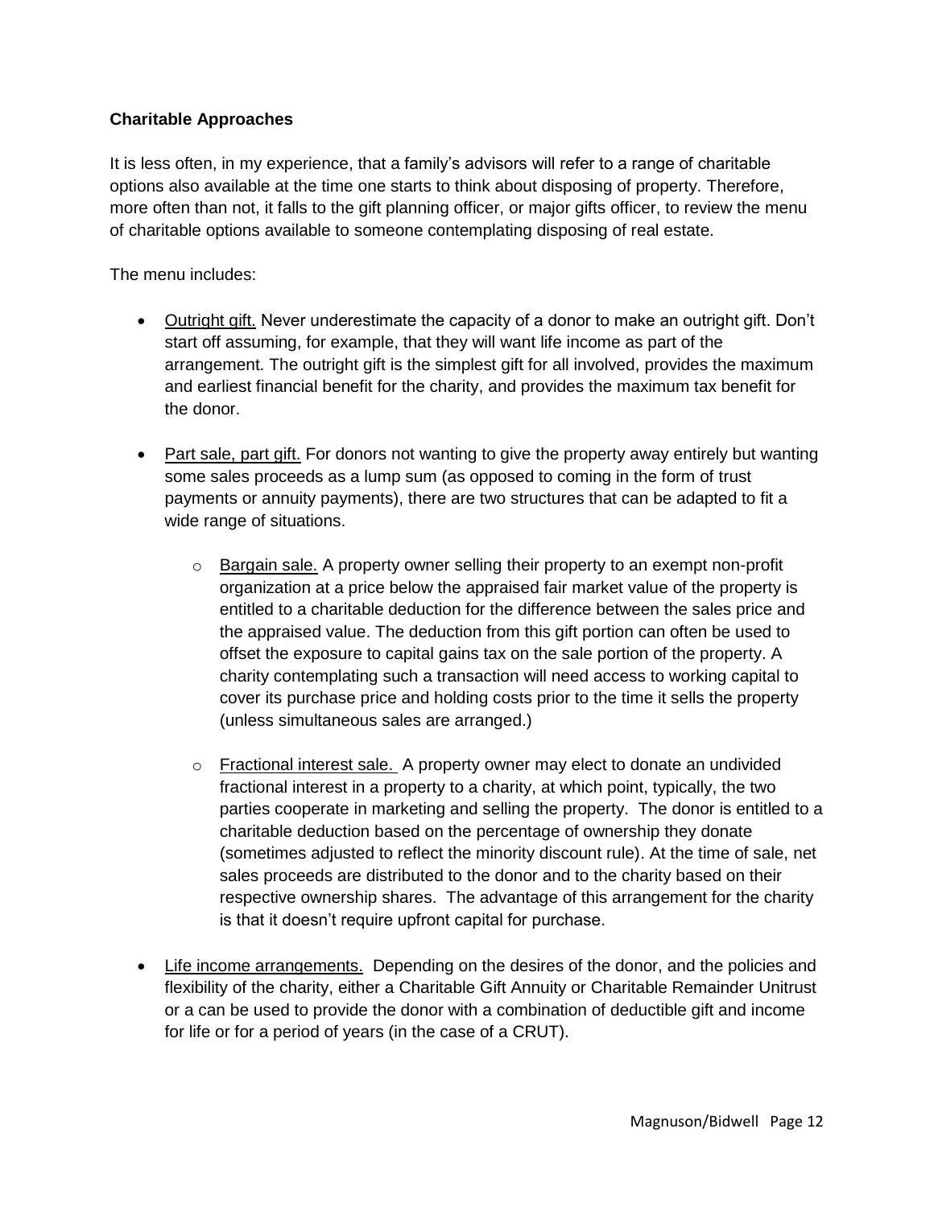**Charitable Approaches**

It is less often, in my experience, that a family's advisors will refer to a range of charitable options also available at the time one starts to think about disposing of property. Therefore, more often than not, it falls to the gift planning officer, or major gifts officer, to review the menu of charitable options available to someone contemplating disposing of real estate.

The menu includes:

- Outright gift. Never underestimate the capacity of a donor to make an outright gift. Don't start off assuming, for example, that they will want life income as part of the arrangement. The outright gift is the simplest gift for all involved, provides the maximum and earliest financial benefit for the charity, and provides the maximum tax benefit for the donor.

- Part sale, part gift. For donors not wanting to give the property away entirely but wanting some sales proceeds as a lump sum (as opposed to coming in the form of trust payments or annuity payments), there are two structures that can be adapted to fit a wide range of situations.

    - Bargain sale. A property owner selling their property to an exempt non-profit organization at a price below the appraised fair market value of the property is entitled to a charitable deduction for the difference between the sales price and the appraised value. The deduction from this gift portion can often be used to offset the exposure to capital gains tax on the sale portion of the property. A charity contemplating such a transaction will need access to working capital to cover its purchase price and holding costs prior to the time it sells the property (unless simultaneous sales are arranged.)

    - Fractional interest sale. A property owner may elect to donate an undivided fractional interest in a property to a charity, at which point, typically, the two parties cooperate in marketing and selling the property. The donor is entitled to a charitable deduction based on the percentage of ownership they donate (sometimes adjusted to reflect the minority discount rule). At the time of sale, net sales proceeds are distributed to the donor and to the charity based on their respective ownership shares. The advantage of this arrangement for the charity is that it doesn't require upfront capital for purchase.

- Life income arrangements. Depending on the desires of the donor, and the policies and flexibility of the charity, either a Charitable Gift Annuity or Charitable Remainder Unitrust or a can be used to provide the donor with a combination of deductible gift and income for life or for a period of years (in the case of a CRUT).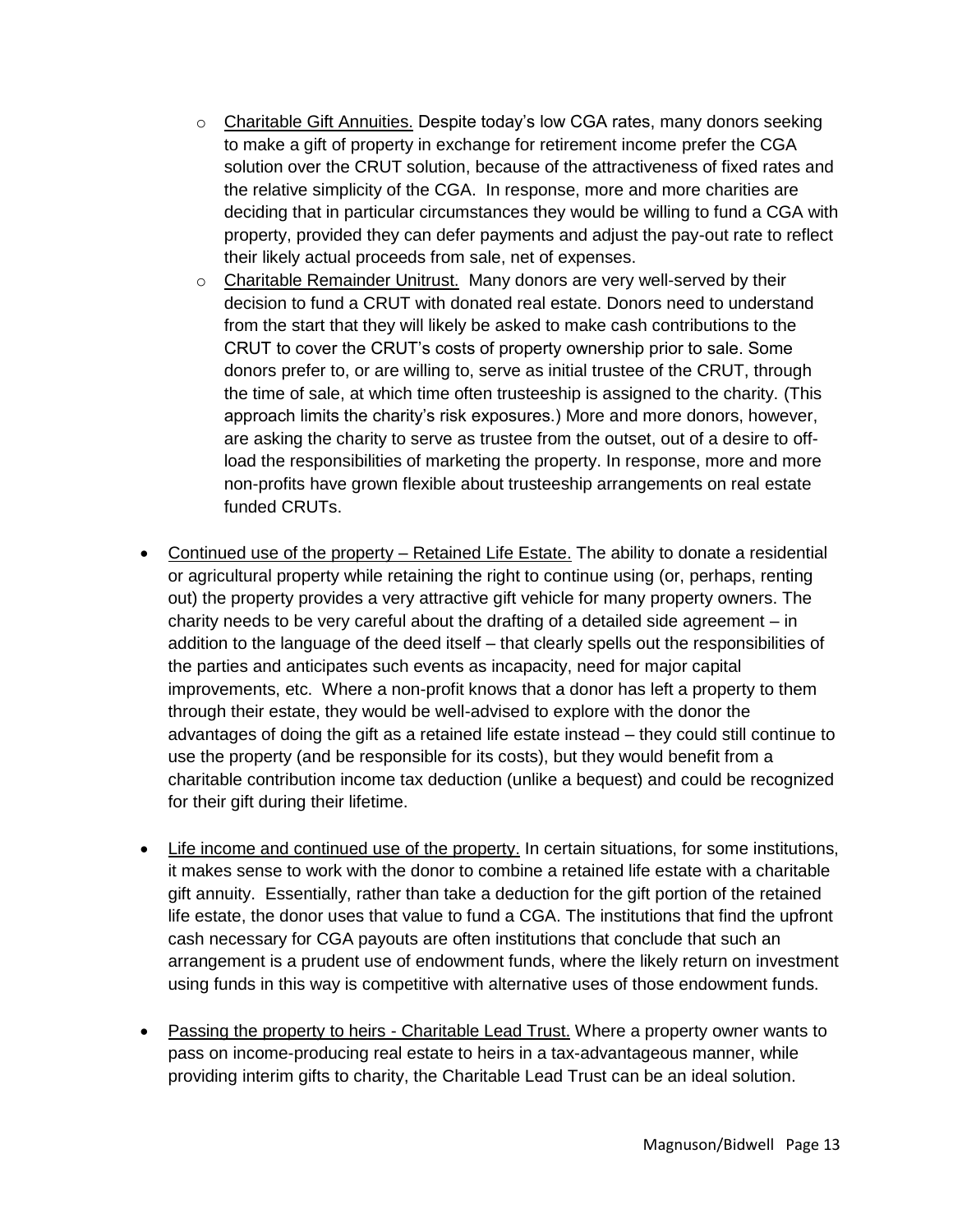- <u>Charitable Gift Annuities.</u> Despite today's low CGA rates, many donors seeking to make a gift of property in exchange for retirement income prefer the CGA solution over the CRUT solution, because of the attractiveness of fixed rates and the relative simplicity of the CGA. In response, more and more charities are deciding that in particular circumstances they would be willing to fund a CGA with property, provided they can defer payments and adjust the pay-out rate to reflect their likely actual proceeds from sale, net of expenses.
  - <u>Charitable Remainder Unitrust.</u> Many donors are very well-served by their decision to fund a CRUT with donated real estate. Donors need to understand from the start that they will likely be asked to make cash contributions to the CRUT to cover the CRUT's costs of property ownership prior to sale. Some donors prefer to, or are willing to, serve as initial trustee of the CRUT, through the time of sale, at which time often trusteeship is assigned to the charity. (This approach limits the charity's risk exposures.) More and more donors, however, are asking the charity to serve as trustee from the outset, out of a desire to off-load the responsibilities of marketing the property. In response, more and more non-profits have grown flexible about trusteeship arrangements on real estate funded CRUTs.

- <u>Continued use of the property – Retained Life Estate.</u> The ability to donate a residential or agricultural property while retaining the right to continue using (or, perhaps, renting out) the property provides a very attractive gift vehicle for many property owners. The charity needs to be very careful about the drafting of a detailed side agreement – in addition to the language of the deed itself – that clearly spells out the responsibilities of the parties and anticipates such events as incapacity, need for major capital improvements, etc. Where a non-profit knows that a donor has left a property to them through their estate, they would be well-advised to explore with the donor the advantages of doing the gift as a retained life estate instead – they could still continue to use the property (and be responsible for its costs), but they would benefit from a charitable contribution income tax deduction (unlike a bequest) and could be recognized for their gift during their lifetime.

- <u>Life income and continued use of the property.</u> In certain situations, for some institutions, it makes sense to work with the donor to combine a retained life estate with a charitable gift annuity. Essentially, rather than take a deduction for the gift portion of the retained life estate, the donor uses that value to fund a CGA. The institutions that find the upfront cash necessary for CGA payouts are often institutions that conclude that such an arrangement is a prudent use of endowment funds, where the likely return on investment using funds in this way is competitive with alternative uses of those endowment funds.

- <u>Passing the property to heirs - Charitable Lead Trust.</u> Where a property owner wants to pass on income-producing real estate to heirs in a tax-advantageous manner, while providing interim gifts to charity, the Charitable Lead Trust can be an ideal solution.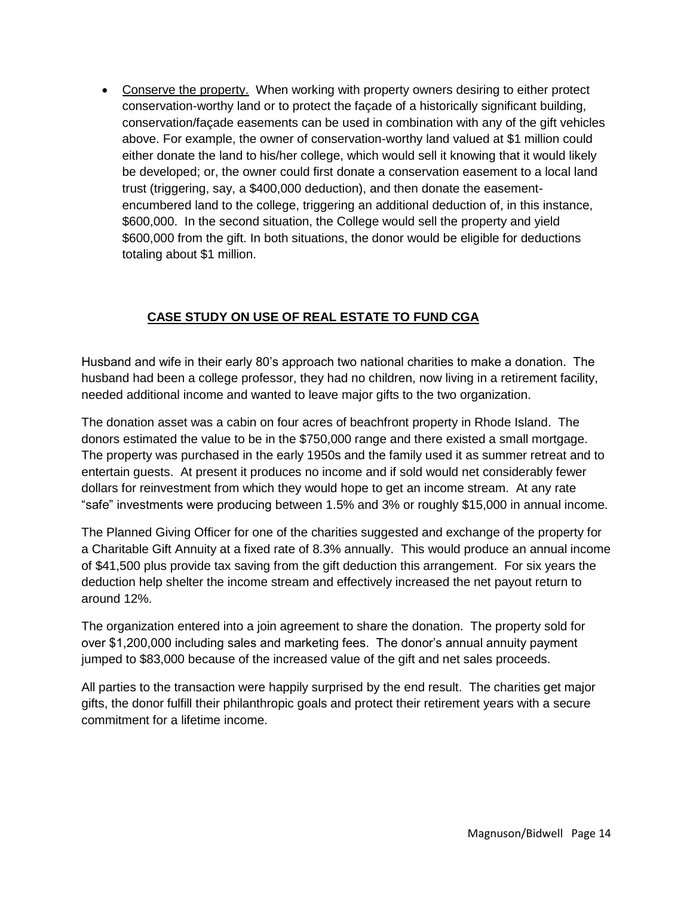- Conserve the property. When working with property owners desiring to either protect conservation-worthy land or to protect the façade of a historically significant building, conservation/façade easements can be used in combination with any of the gift vehicles above. For example, the owner of conservation-worthy land valued at $1 million could either donate the land to his/her college, which would sell it knowing that it would likely be developed; or, the owner could first donate a conservation easement to a local land trust (triggering, say, a $400,000 deduction), and then donate the easement-encumbered land to the college, triggering an additional deduction of, in this instance, $600,000. In the second situation, the College would sell the property and yield $600,000 from the gift. In both situations, the donor would be eligible for deductions totaling about $1 million.

## CASE STUDY ON USE OF REAL ESTATE TO FUND CGA

Husband and wife in their early 80's approach two national charities to make a donation. The husband had been a college professor, they had no children, now living in a retirement facility, needed additional income and wanted to leave major gifts to the two organization.

The donation asset was a cabin on four acres of beachfront property in Rhode Island. The donors estimated the value to be in the $750,000 range and there existed a small mortgage. The property was purchased in the early 1950s and the family used it as summer retreat and to entertain guests. At present it produces no income and if sold would net considerably fewer dollars for reinvestment from which they would hope to get an income stream. At any rate "safe" investments were producing between 1.5% and 3% or roughly $15,000 in annual income.

The Planned Giving Officer for one of the charities suggested and exchange of the property for a Charitable Gift Annuity at a fixed rate of 8.3% annually. This would produce an annual income of $41,500 plus provide tax saving from the gift deduction this arrangement. For six years the deduction help shelter the income stream and effectively increased the net payout return to around 12%.

The organization entered into a join agreement to share the donation. The property sold for over $1,200,000 including sales and marketing fees. The donor's annual annuity payment jumped to $83,000 because of the increased value of the gift and net sales proceeds.

All parties to the transaction were happily surprised by the end result. The charities get major gifts, the donor fulfill their philanthropic goals and protect their retirement years with a secure commitment for a lifetime income.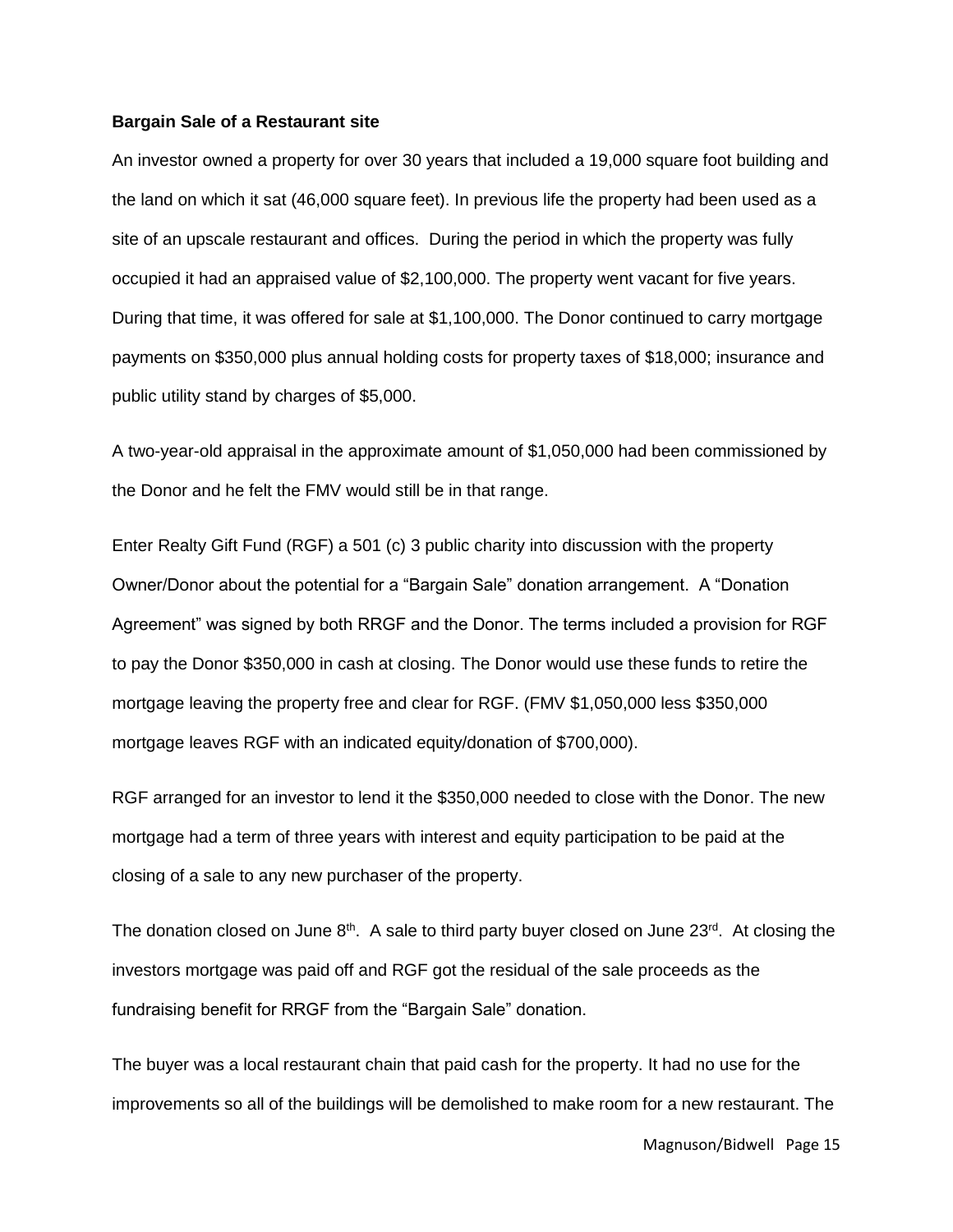**Bargain Sale of a Restaurant site**

An investor owned a property for over 30 years that included a 19,000 square foot building and the land on which it sat (46,000 square feet). In previous life the property had been used as a site of an upscale restaurant and offices. During the period in which the property was fully occupied it had an appraised value of $2,100,000. The property went vacant for five years. During that time, it was offered for sale at $1,100,000. The Donor continued to carry mortgage payments on $350,000 plus annual holding costs for property taxes of $18,000; insurance and public utility stand by charges of $5,000.

A two-year-old appraisal in the approximate amount of $1,050,000 had been commissioned by the Donor and he felt the FMV would still be in that range.

Enter Realty Gift Fund (RGF) a 501 (c) 3 public charity into discussion with the property Owner/Donor about the potential for a "Bargain Sale" donation arrangement. A "Donation Agreement" was signed by both RRGF and the Donor. The terms included a provision for RGF to pay the Donor $350,000 in cash at closing. The Donor would use these funds to retire the mortgage leaving the property free and clear for RGF. (FMV $1,050,000 less $350,000 mortgage leaves RGF with an indicated equity/donation of $700,000).

RGF arranged for an investor to lend it the $350,000 needed to close with the Donor. The new mortgage had a term of three years with interest and equity participation to be paid at the closing of a sale to any new purchaser of the property.

The donation closed on June 8th. A sale to third party buyer closed on June 23rd. At closing the investors mortgage was paid off and RGF got the residual of the sale proceeds as the fundraising benefit for RRGF from the "Bargain Sale" donation.

The buyer was a local restaurant chain that paid cash for the property. It had no use for the improvements so all of the buildings will be demolished to make room for a new restaurant. The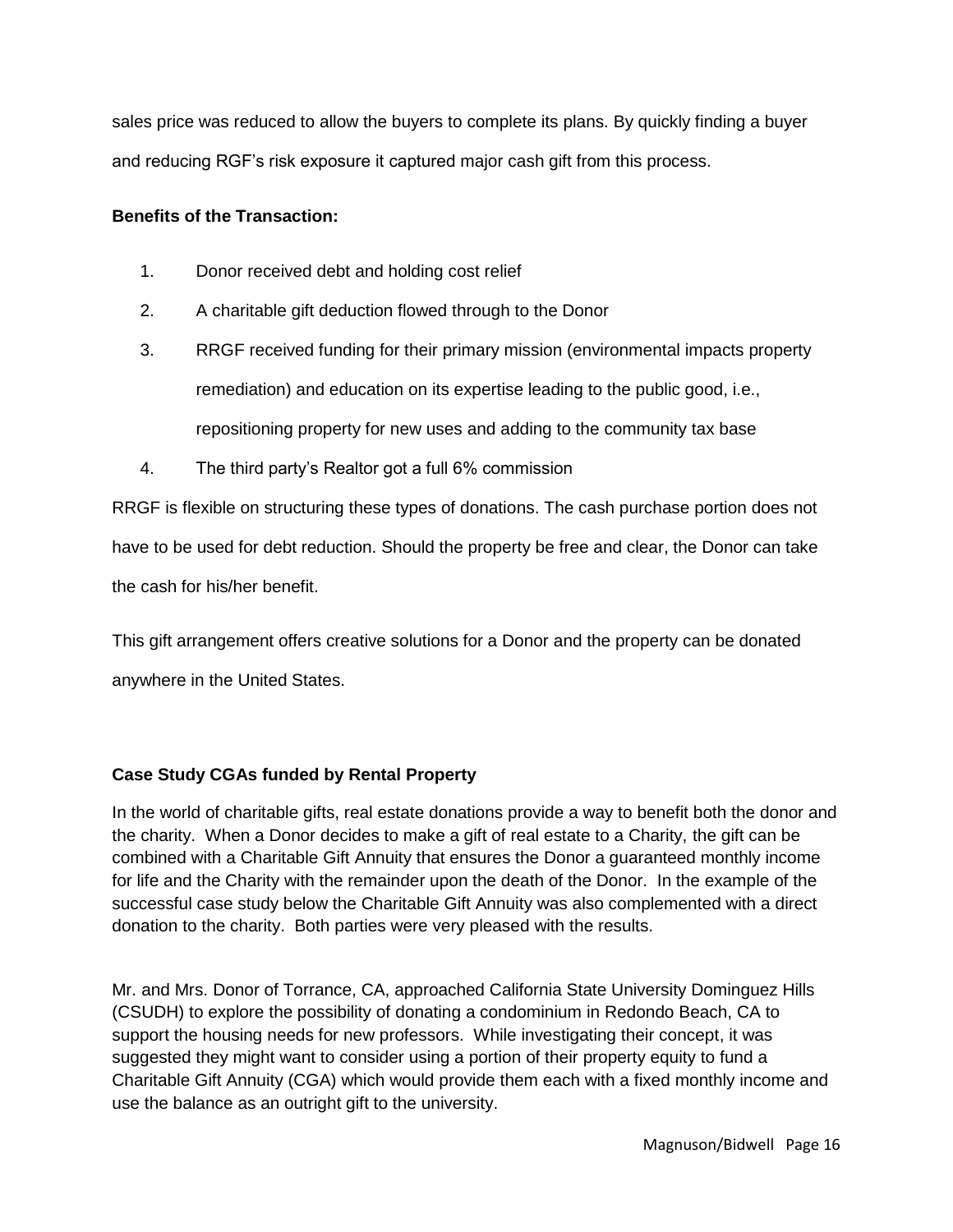sales price was reduced to allow the buyers to complete its plans. By quickly finding a buyer and reducing RGF's risk exposure it captured major cash gift from this process.

**Benefits of the Transaction:**

1. Donor received debt and holding cost relief
2. A charitable gift deduction flowed through to the Donor
3. RRGF received funding for their primary mission (environmental impacts property remediation) and education on its expertise leading to the public good, i.e., repositioning property for new uses and adding to the community tax base
4. The third party's Realtor got a full 6% commission

RRGF is flexible on structuring these types of donations. The cash purchase portion does not have to be used for debt reduction. Should the property be free and clear, the Donor can take the cash for his/her benefit.

This gift arrangement offers creative solutions for a Donor and the property can be donated anywhere in the United States.

**Case Study CGAs funded by Rental Property**

In the world of charitable gifts, real estate donations provide a way to benefit both the donor and the charity. When a Donor decides to make a gift of real estate to a Charity, the gift can be combined with a Charitable Gift Annuity that ensures the Donor a guaranteed monthly income for life and the Charity with the remainder upon the death of the Donor. In the example of the successful case study below the Charitable Gift Annuity was also complemented with a direct donation to the charity. Both parties were very pleased with the results.

Mr. and Mrs. Donor of Torrance, CA, approached California State University Dominguez Hills (CSUDH) to explore the possibility of donating a condominium in Redondo Beach, CA to support the housing needs for new professors. While investigating their concept, it was suggested they might want to consider using a portion of their property equity to fund a Charitable Gift Annuity (CGA) which would provide them each with a fixed monthly income and use the balance as an outright gift to the university.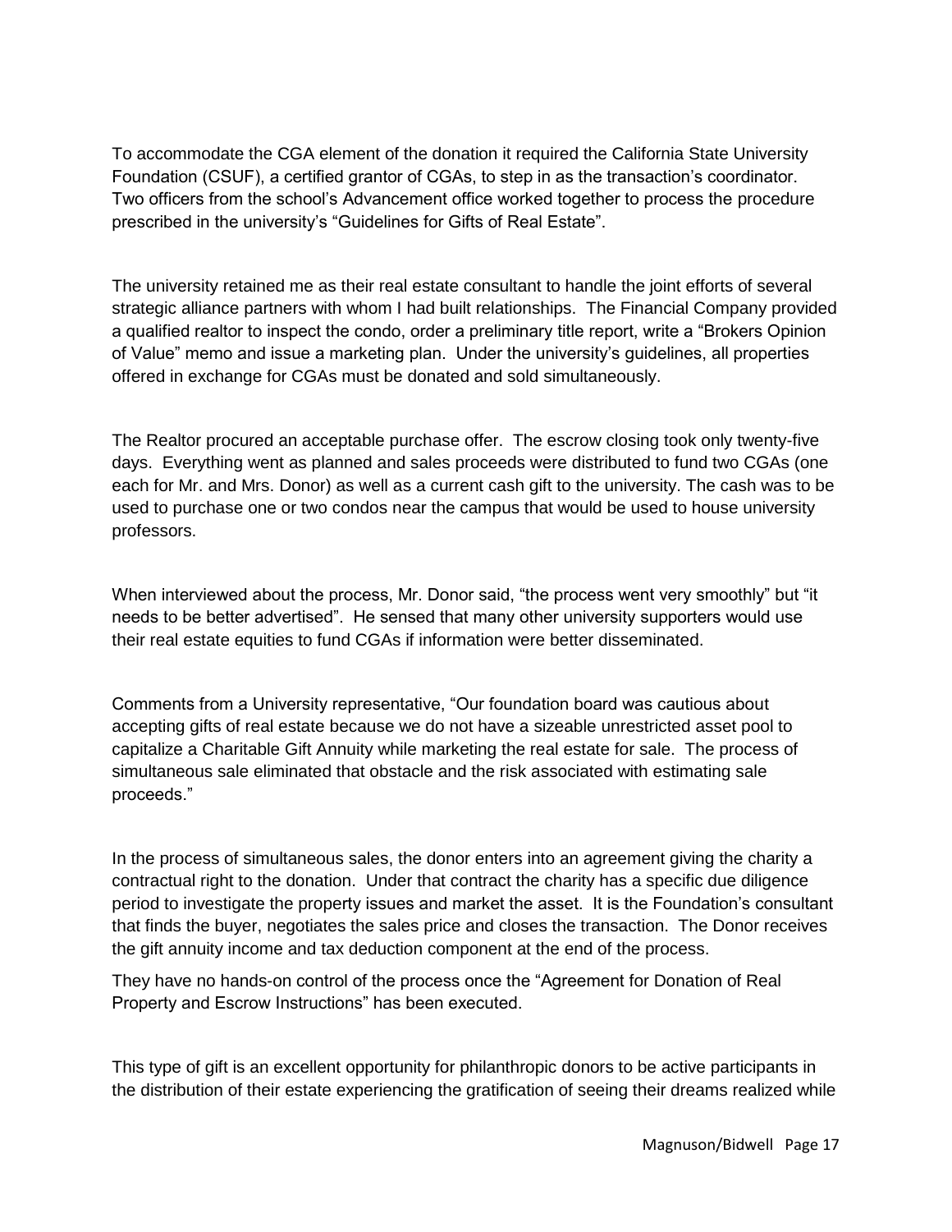To accommodate the CGA element of the donation it required the California State University Foundation (CSUF), a certified grantor of CGAs, to step in as the transaction's coordinator. Two officers from the school's Advancement office worked together to process the procedure prescribed in the university's "Guidelines for Gifts of Real Estate".

The university retained me as their real estate consultant to handle the joint efforts of several strategic alliance partners with whom I had built relationships. The Financial Company provided a qualified realtor to inspect the condo, order a preliminary title report, write a "Brokers Opinion of Value" memo and issue a marketing plan. Under the university's guidelines, all properties offered in exchange for CGAs must be donated and sold simultaneously.

The Realtor procured an acceptable purchase offer. The escrow closing took only twenty-five days. Everything went as planned and sales proceeds were distributed to fund two CGAs (one each for Mr. and Mrs. Donor) as well as a current cash gift to the university. The cash was to be used to purchase one or two condos near the campus that would be used to house university professors.

When interviewed about the process, Mr. Donor said, "the process went very smoothly" but "it needs to be better advertised". He sensed that many other university supporters would use their real estate equities to fund CGAs if information were better disseminated.

Comments from a University representative, "Our foundation board was cautious about accepting gifts of real estate because we do not have a sizeable unrestricted asset pool to capitalize a Charitable Gift Annuity while marketing the real estate for sale. The process of simultaneous sale eliminated that obstacle and the risk associated with estimating sale proceeds."

In the process of simultaneous sales, the donor enters into an agreement giving the charity a contractual right to the donation. Under that contract the charity has a specific due diligence period to investigate the property issues and market the asset. It is the Foundation's consultant that finds the buyer, negotiates the sales price and closes the transaction. The Donor receives the gift annuity income and tax deduction component at the end of the process.

They have no hands-on control of the process once the "Agreement for Donation of Real Property and Escrow Instructions" has been executed.

This type of gift is an excellent opportunity for philanthropic donors to be active participants in the distribution of their estate experiencing the gratification of seeing their dreams realized while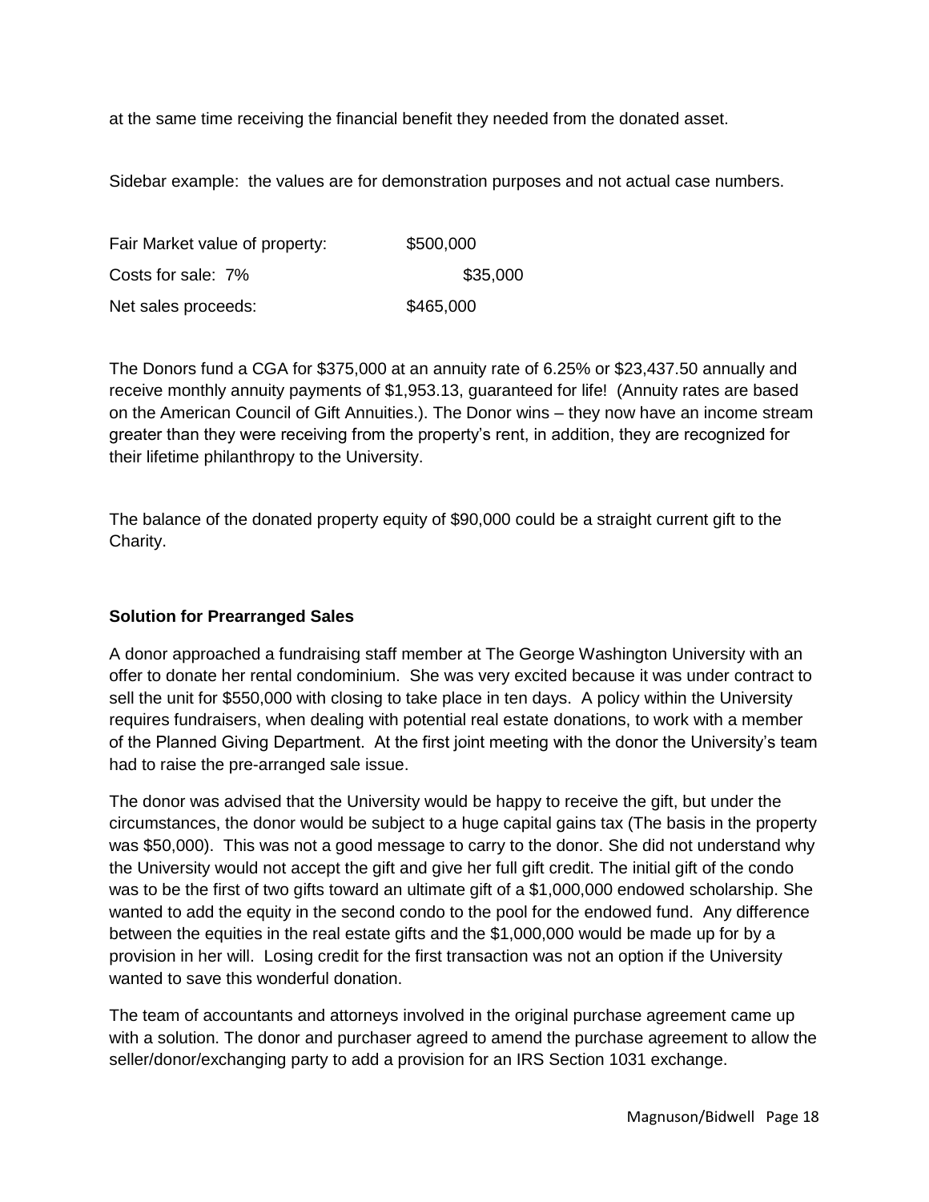at the same time receiving the financial benefit they needed from the donated asset.

Sidebar example: the values are for demonstration purposes and not actual case numbers.

| | |
|---|---|
| Fair Market value of property: | $500,000 |
| Costs for sale: 7% | $35,000 |
| Net sales proceeds: | $465,000 |

The Donors fund a CGA for $375,000 at an annuity rate of 6.25% or $23,437.50 annually and receive monthly annuity payments of $1,953.13, guaranteed for life! (Annuity rates are based on the American Council of Gift Annuities.). The Donor wins – they now have an income stream greater than they were receiving from the property's rent, in addition, they are recognized for their lifetime philanthropy to the University.

The balance of the donated property equity of $90,000 could be a straight current gift to the Charity.

**Solution for Prearranged Sales**

A donor approached a fundraising staff member at The George Washington University with an offer to donate her rental condominium. She was very excited because it was under contract to sell the unit for $550,000 with closing to take place in ten days. A policy within the University requires fundraisers, when dealing with potential real estate donations, to work with a member of the Planned Giving Department. At the first joint meeting with the donor the University's team had to raise the pre-arranged sale issue.

The donor was advised that the University would be happy to receive the gift, but under the circumstances, the donor would be subject to a huge capital gains tax (The basis in the property was $50,000). This was not a good message to carry to the donor. She did not understand why the University would not accept the gift and give her full gift credit. The initial gift of the condo was to be the first of two gifts toward an ultimate gift of a $1,000,000 endowed scholarship. She wanted to add the equity in the second condo to the pool for the endowed fund. Any difference between the equities in the real estate gifts and the $1,000,000 would be made up for by a provision in her will. Losing credit for the first transaction was not an option if the University wanted to save this wonderful donation.

The team of accountants and attorneys involved in the original purchase agreement came up with a solution. The donor and purchaser agreed to amend the purchase agreement to allow the seller/donor/exchanging party to add a provision for an IRS Section 1031 exchange.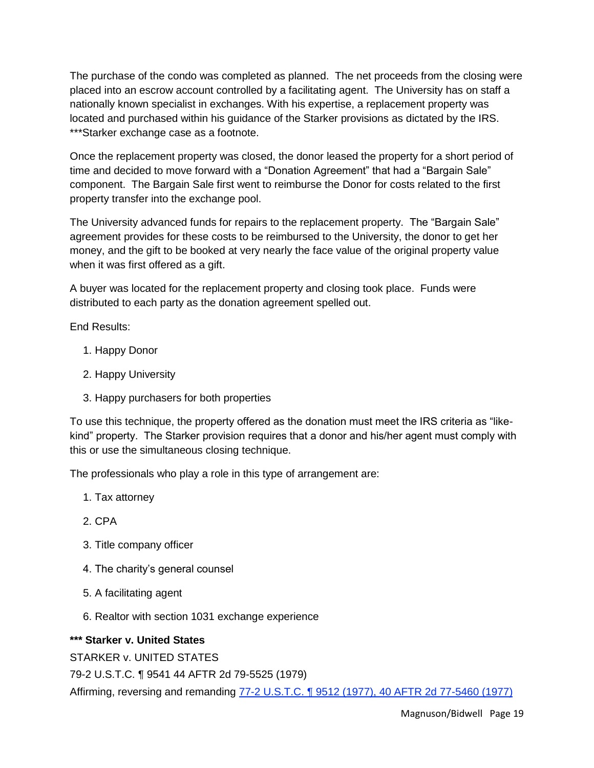The purchase of the condo was completed as planned. The net proceeds from the closing were placed into an escrow account controlled by a facilitating agent. The University has on staff a nationally known specialist in exchanges. With his expertise, a replacement property was located and purchased within his guidance of the Starker provisions as dictated by the IRS. ***Starker exchange case as a footnote.

Once the replacement property was closed, the donor leased the property for a short period of time and decided to move forward with a "Donation Agreement" that had a "Bargain Sale" component. The Bargain Sale first went to reimburse the Donor for costs related to the first property transfer into the exchange pool.

The University advanced funds for repairs to the replacement property. The "Bargain Sale" agreement provides for these costs to be reimbursed to the University, the donor to get her money, and the gift to be booked at very nearly the face value of the original property value when it was first offered as a gift.

A buyer was located for the replacement property and closing took place. Funds were distributed to each party as the donation agreement spelled out.

End Results:

1. Happy Donor
2. Happy University
3. Happy purchasers for both properties

To use this technique, the property offered as the donation must meet the IRS criteria as "like-kind" property. The Starker provision requires that a donor and his/her agent must comply with this or use the simultaneous closing technique.

The professionals who play a role in this type of arrangement are:

1. Tax attorney
2. CPA
3. Title company officer
4. The charity's general counsel
5. A facilitating agent
6. Realtor with section 1031 exchange experience

**\*\*\* Starker v. United States**

STARKER v. UNITED STATES

79-2 U.S.T.C. ¶ 9541 44 AFTR 2d 79-5525 (1979)

Affirming, reversing and remanding 77-2 U.S.T.C. ¶ 9512 (1977), 40 AFTR 2d 77-5460 (1977)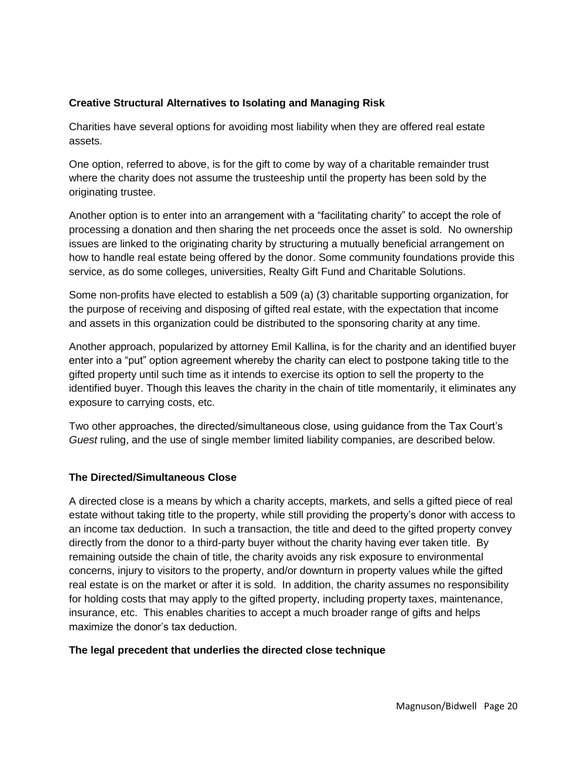**Creative Structural Alternatives to Isolating and Managing Risk**

Charities have several options for avoiding most liability when they are offered real estate assets.

One option, referred to above, is for the gift to come by way of a charitable remainder trust where the charity does not assume the trusteeship until the property has been sold by the originating trustee.

Another option is to enter into an arrangement with a "facilitating charity" to accept the role of processing a donation and then sharing the net proceeds once the asset is sold. No ownership issues are linked to the originating charity by structuring a mutually beneficial arrangement on how to handle real estate being offered by the donor. Some community foundations provide this service, as do some colleges, universities, Realty Gift Fund and Charitable Solutions.

Some non-profits have elected to establish a 509 (a) (3) charitable supporting organization, for the purpose of receiving and disposing of gifted real estate, with the expectation that income and assets in this organization could be distributed to the sponsoring charity at any time.

Another approach, popularized by attorney Emil Kallina, is for the charity and an identified buyer enter into a "put" option agreement whereby the charity can elect to postpone taking title to the gifted property until such time as it intends to exercise its option to sell the property to the identified buyer. Though this leaves the charity in the chain of title momentarily, it eliminates any exposure to carrying costs, etc.

Two other approaches, the directed/simultaneous close, using guidance from the Tax Court's *Guest* ruling, and the use of single member limited liability companies, are described below.

**The Directed/Simultaneous Close**

A directed close is a means by which a charity accepts, markets, and sells a gifted piece of real estate without taking title to the property, while still providing the property's donor with access to an income tax deduction. In such a transaction, the title and deed to the gifted property convey directly from the donor to a third-party buyer without the charity having ever taken title. By remaining outside the chain of title, the charity avoids any risk exposure to environmental concerns, injury to visitors to the property, and/or downturn in property values while the gifted real estate is on the market or after it is sold. In addition, the charity assumes no responsibility for holding costs that may apply to the gifted property, including property taxes, maintenance, insurance, etc. This enables charities to accept a much broader range of gifts and helps maximize the donor's tax deduction.

**The legal precedent that underlies the directed close technique**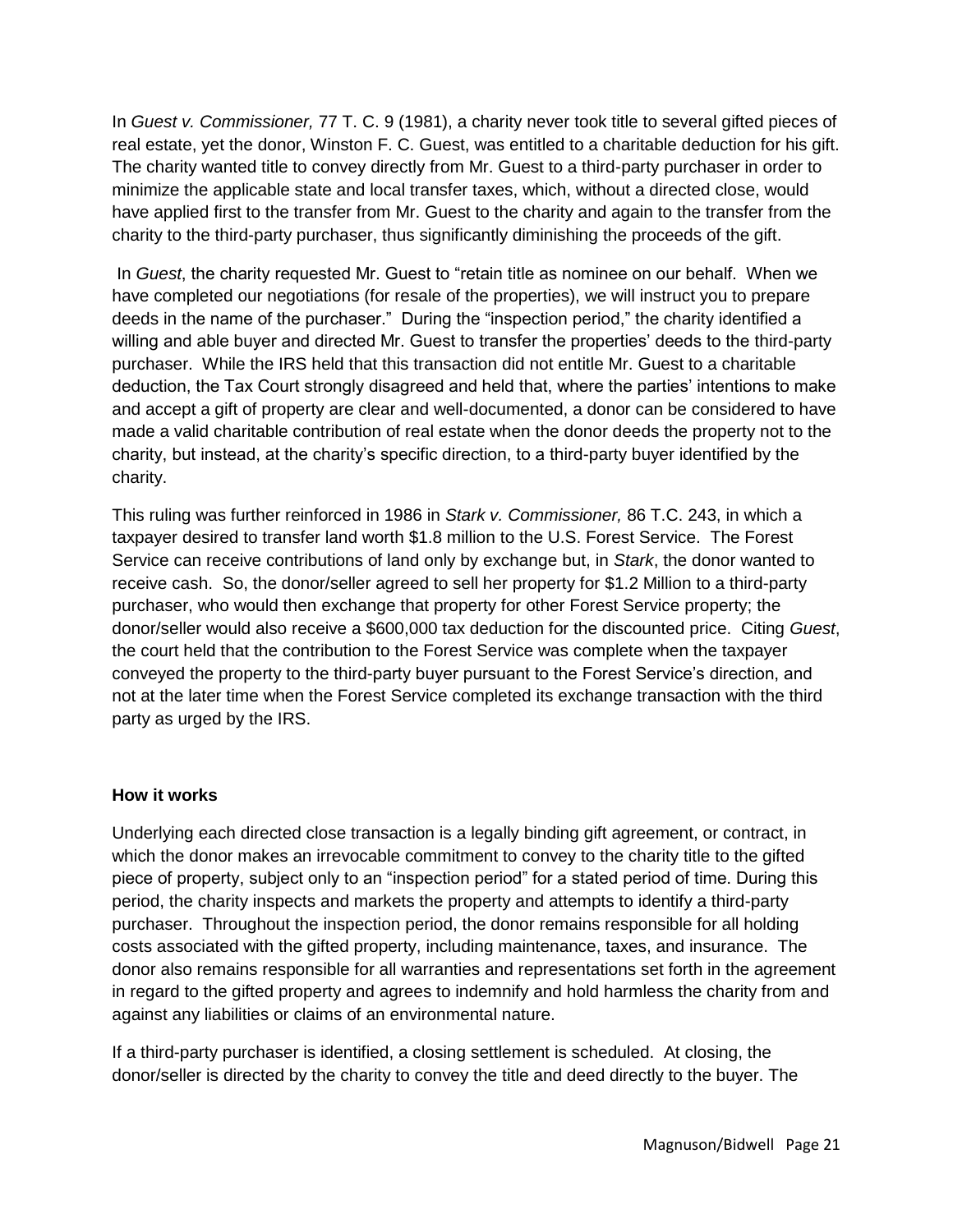In *Guest v. Commissioner,* 77 T. C. 9 (1981), a charity never took title to several gifted pieces of real estate, yet the donor, Winston F. C. Guest, was entitled to a charitable deduction for his gift. The charity wanted title to convey directly from Mr. Guest to a third-party purchaser in order to minimize the applicable state and local transfer taxes, which, without a directed close, would have applied first to the transfer from Mr. Guest to the charity and again to the transfer from the charity to the third-party purchaser, thus significantly diminishing the proceeds of the gift.

In *Guest*, the charity requested Mr. Guest to "retain title as nominee on our behalf. When we have completed our negotiations (for resale of the properties), we will instruct you to prepare deeds in the name of the purchaser." During the "inspection period," the charity identified a willing and able buyer and directed Mr. Guest to transfer the properties' deeds to the third-party purchaser. While the IRS held that this transaction did not entitle Mr. Guest to a charitable deduction, the Tax Court strongly disagreed and held that, where the parties' intentions to make and accept a gift of property are clear and well-documented, a donor can be considered to have made a valid charitable contribution of real estate when the donor deeds the property not to the charity, but instead, at the charity's specific direction, to a third-party buyer identified by the charity.

This ruling was further reinforced in 1986 in *Stark v. Commissioner,* 86 T.C. 243, in which a taxpayer desired to transfer land worth $1.8 million to the U.S. Forest Service. The Forest Service can receive contributions of land only by exchange but, in *Stark*, the donor wanted to receive cash. So, the donor/seller agreed to sell her property for $1.2 Million to a third-party purchaser, who would then exchange that property for other Forest Service property; the donor/seller would also receive a $600,000 tax deduction for the discounted price. Citing *Guest*, the court held that the contribution to the Forest Service was complete when the taxpayer conveyed the property to the third-party buyer pursuant to the Forest Service's direction, and not at the later time when the Forest Service completed its exchange transaction with the third party as urged by the IRS.

**How it works**

Underlying each directed close transaction is a legally binding gift agreement, or contract, in which the donor makes an irrevocable commitment to convey to the charity title to the gifted piece of property, subject only to an "inspection period" for a stated period of time. During this period, the charity inspects and markets the property and attempts to identify a third-party purchaser. Throughout the inspection period, the donor remains responsible for all holding costs associated with the gifted property, including maintenance, taxes, and insurance. The donor also remains responsible for all warranties and representations set forth in the agreement in regard to the gifted property and agrees to indemnify and hold harmless the charity from and against any liabilities or claims of an environmental nature.

If a third-party purchaser is identified, a closing settlement is scheduled. At closing, the donor/seller is directed by the charity to convey the title and deed directly to the buyer. The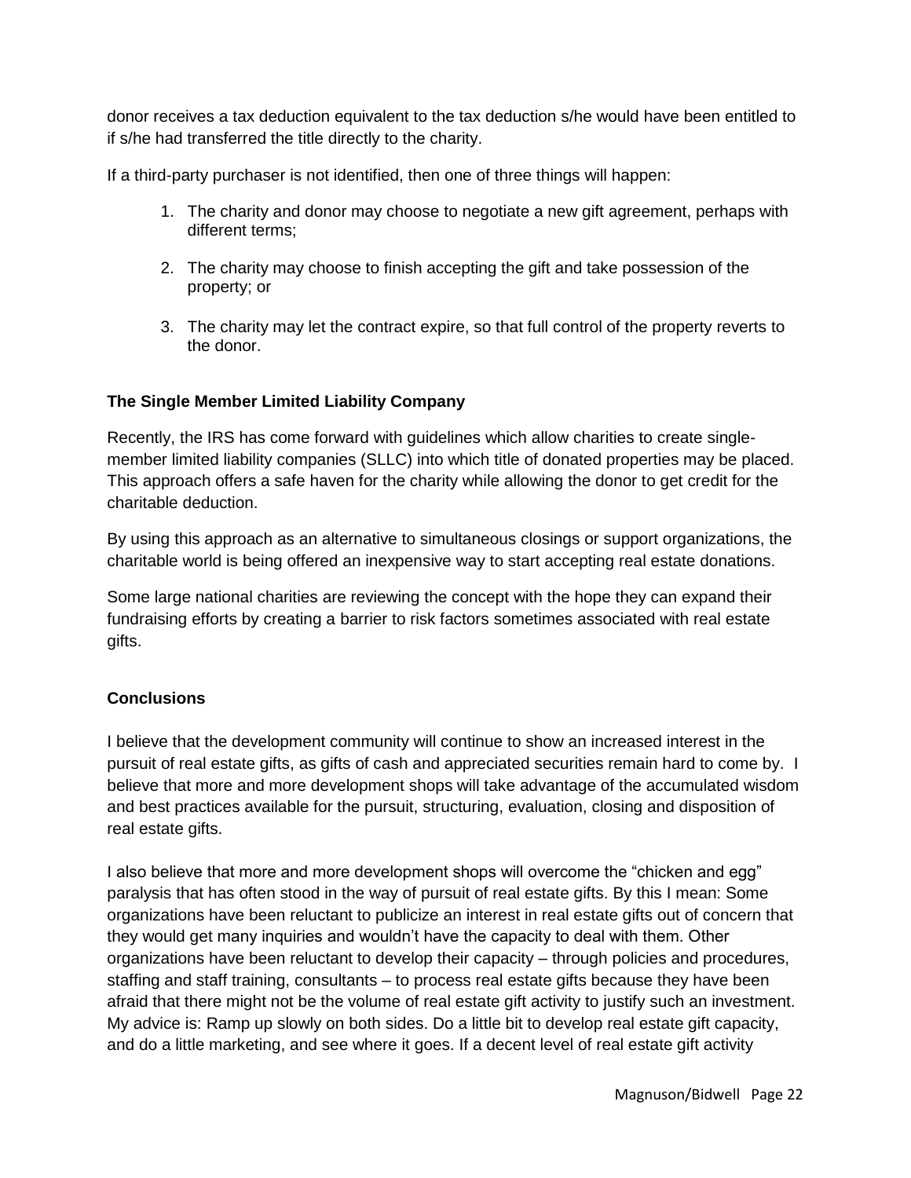donor receives a tax deduction equivalent to the tax deduction s/he would have been entitled to if s/he had transferred the title directly to the charity.

If a third-party purchaser is not identified, then one of three things will happen:

1. The charity and donor may choose to negotiate a new gift agreement, perhaps with different terms;

2. The charity may choose to finish accepting the gift and take possession of the property; or

3. The charity may let the contract expire, so that full control of the property reverts to the donor.

### The Single Member Limited Liability Company

Recently, the IRS has come forward with guidelines which allow charities to create single-member limited liability companies (SLLC) into which title of donated properties may be placed. This approach offers a safe haven for the charity while allowing the donor to get credit for the charitable deduction.

By using this approach as an alternative to simultaneous closings or support organizations, the charitable world is being offered an inexpensive way to start accepting real estate donations.

Some large national charities are reviewing the concept with the hope they can expand their fundraising efforts by creating a barrier to risk factors sometimes associated with real estate gifts.

### Conclusions

I believe that the development community will continue to show an increased interest in the pursuit of real estate gifts, as gifts of cash and appreciated securities remain hard to come by. I believe that more and more development shops will take advantage of the accumulated wisdom and best practices available for the pursuit, structuring, evaluation, closing and disposition of real estate gifts.

I also believe that more and more development shops will overcome the "chicken and egg" paralysis that has often stood in the way of pursuit of real estate gifts. By this I mean: Some organizations have been reluctant to publicize an interest in real estate gifts out of concern that they would get many inquiries and wouldn't have the capacity to deal with them. Other organizations have been reluctant to develop their capacity – through policies and procedures, staffing and staff training, consultants – to process real estate gifts because they have been afraid that there might not be the volume of real estate gift activity to justify such an investment. My advice is: Ramp up slowly on both sides. Do a little bit to develop real estate gift capacity, and do a little marketing, and see where it goes. If a decent level of real estate gift activity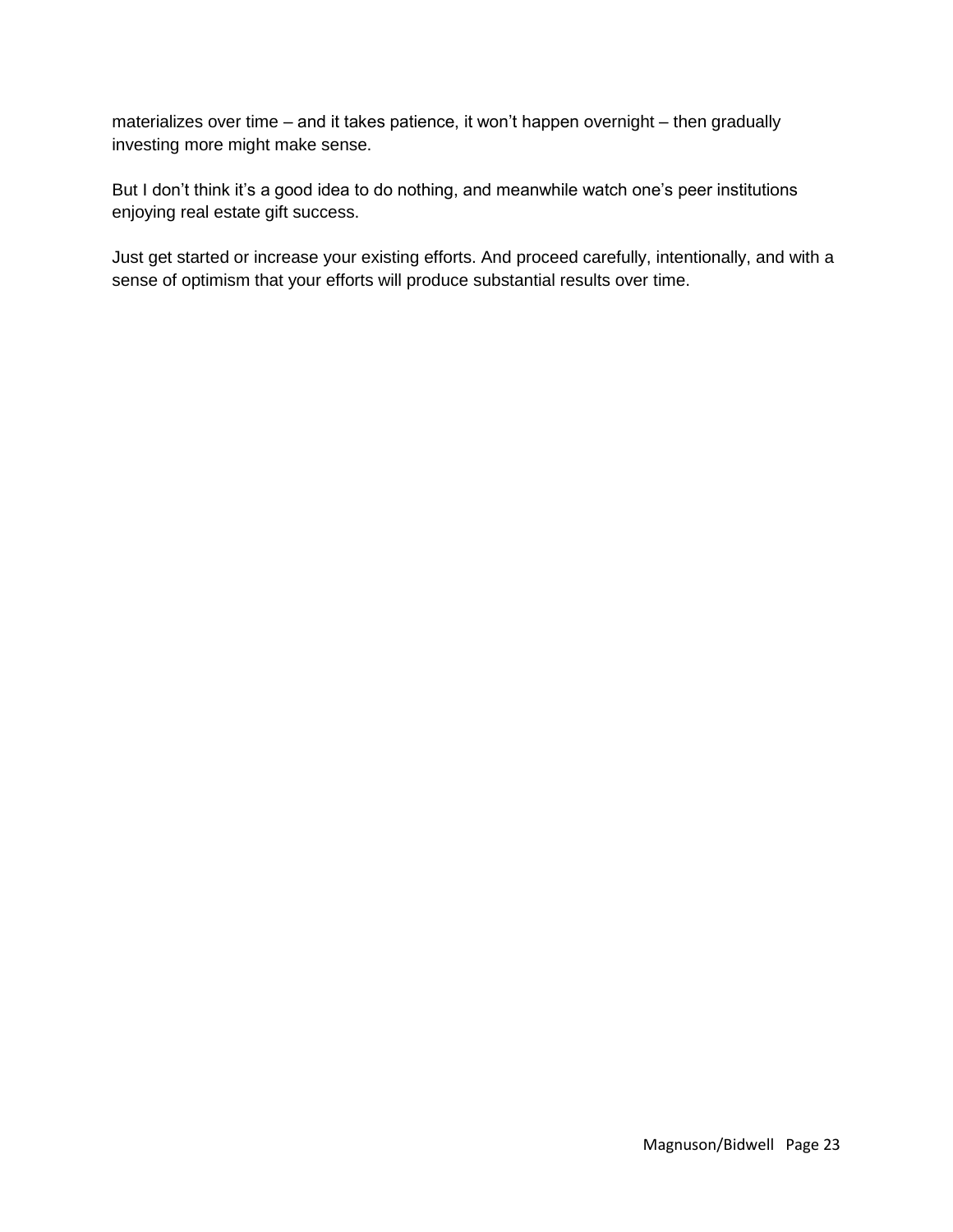materializes over time – and it takes patience, it won't happen overnight – then gradually investing more might make sense.

But I don't think it's a good idea to do nothing, and meanwhile watch one's peer institutions enjoying real estate gift success.

Just get started or increase your existing efforts. And proceed carefully, intentionally, and with a sense of optimism that your efforts will produce substantial results over time.